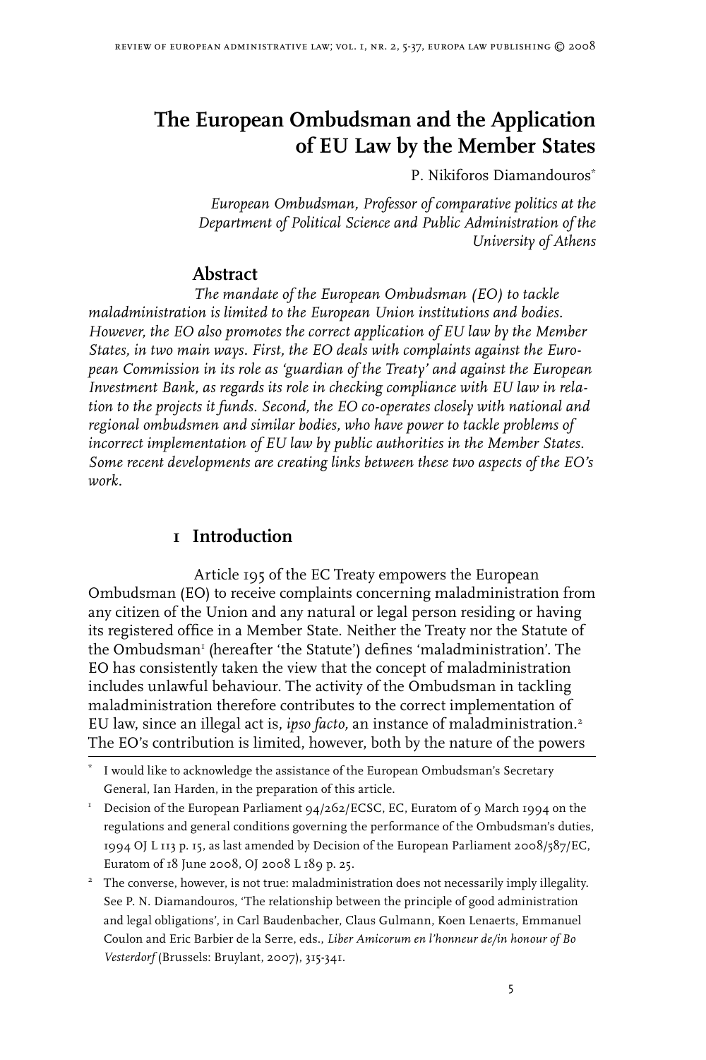# The European Ombudsman and the Application of EU Law by the Member States

P. Nikiforos Diamandouros*

*European Ombudsman, Professor of comparative politics at the Department of Political Science and Public Administration of the University of Athens*

## Abstract

*The mandate of the European Ombudsman (EO) to tackle maladministration is limited to the European Union institutions and bodies. However, the EO also promotes the correct application of EU law by the Member States, in two main ways. First, the EO deals with complaints against the European Commission in its role as 'guardian of the Treaty' and against the European Investment Bank, as regards its role in checking compliance with EU law in relation to the projects it funds. Second, the EO co-operates closely with national and regional ombudsmen and similar bodies, who have power to tackle problems of incorrect implementation of EU law by public authorities in the Member States. Some recent developments are creating links between these two aspects of the EO's work.*

## 1 Introduction

Article 195 of the EC Treaty empowers the European Ombudsman (EO) to receive complaints concerning maladministration from any citizen of the Union and any natural or legal person residing or having its registered office in a Member State. Neither the Treaty nor the Statute of the Ombudsman[1] (hereafter 'the Statute') defines 'maladministration'. The EO has consistently taken the view that the concept of maladministration includes unlawful behaviour. The activity of the Ombudsman in tackling maladministration therefore contributes to the correct implementation of EU law, since an illegal act is, *ipso facto,* an instance of maladministration.[2] The EO's contribution is limited, however, both by the nature of the powers

---

\* I would like to acknowledge the assistance of the European Ombudsman's Secretary General, Ian Harden, in the preparation of this article.

[1] Decision of the European Parliament 94/262/ECSC, EC, Euratom of 9 March 1994 on the regulations and general conditions governing the performance of the Ombudsman's duties, 1994 OJ L 113 p. 15, as last amended by Decision of the European Parliament 2008/587/EC, Euratom of 18 June 2008, OJ 2008 L 189 p. 25.

[2] The converse, however, is not true: maladministration does not necessarily imply illegality. See P. N. Diamandouros, 'The relationship between the principle of good administration and legal obligations', in Carl Baudenbacher, Claus Gulmann, Koen Lenaerts, Emmanuel Coulon and Eric Barbier de la Serre, eds., *Liber Amicorum en l'honneur de/in honour of Bo Vesterdorf* (Brussels: Bruylant, 2007), 315-341.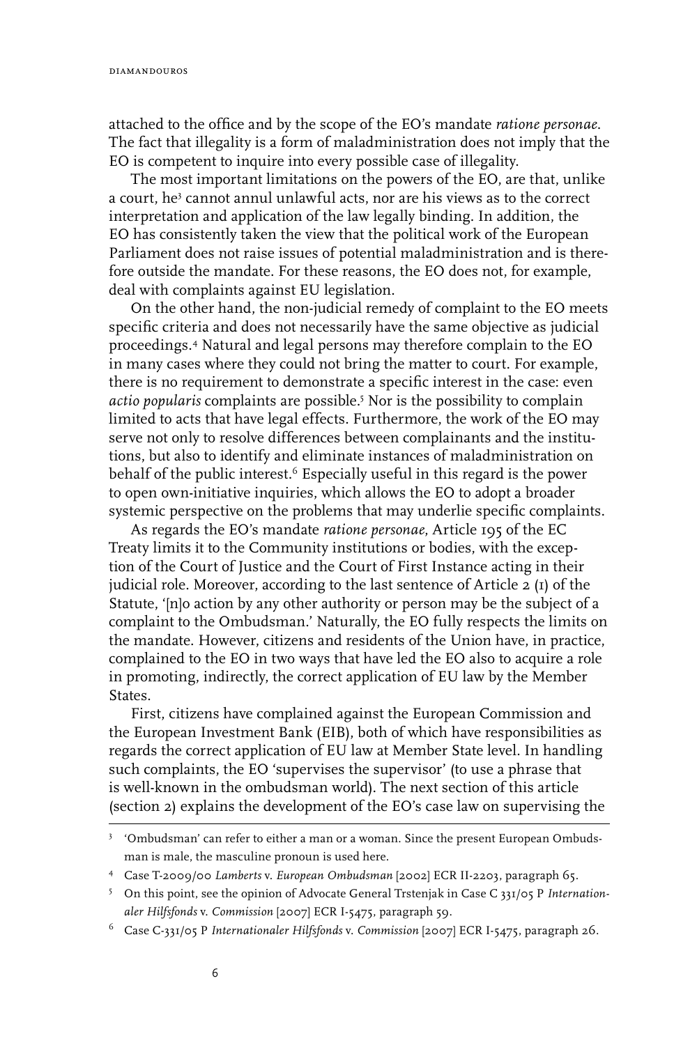attached to the office and by the scope of the EO's mandate *ratione personae*. The fact that illegality is a form of maladministration does not imply that the EO is competent to inquire into every possible case of illegality.

The most important limitations on the powers of the EO, are that, unlike a court, he[3] cannot annul unlawful acts, nor are his views as to the correct interpretation and application of the law legally binding. In addition, the EO has consistently taken the view that the political work of the European Parliament does not raise issues of potential maladministration and is therefore outside the mandate. For these reasons, the EO does not, for example, deal with complaints against EU legislation.

On the other hand, the non-judicial remedy of complaint to the EO meets specific criteria and does not necessarily have the same objective as judicial proceedings.[4] Natural and legal persons may therefore complain to the EO in many cases where they could not bring the matter to court. For example, there is no requirement to demonstrate a specific interest in the case: even *actio popularis* complaints are possible.[5] Nor is the possibility to complain limited to acts that have legal effects. Furthermore, the work of the EO may serve not only to resolve differences between complainants and the institutions, but also to identify and eliminate instances of maladministration on behalf of the public interest.[6] Especially useful in this regard is the power to open own-initiative inquiries, which allows the EO to adopt a broader systemic perspective on the problems that may underlie specific complaints.

As regards the EO's mandate *ratione personae*, Article 195 of the EC Treaty limits it to the Community institutions or bodies, with the exception of the Court of Justice and the Court of First Instance acting in their judicial role. Moreover, according to the last sentence of Article 2 (1) of the Statute, '[n]o action by any other authority or person may be the subject of a complaint to the Ombudsman.' Naturally, the EO fully respects the limits on the mandate. However, citizens and residents of the Union have, in practice, complained to the EO in two ways that have led the EO also to acquire a role in promoting, indirectly, the correct application of EU law by the Member States.

First, citizens have complained against the European Commission and the European Investment Bank (EIB), both of which have responsibilities as regards the correct application of EU law at Member State level. In handling such complaints, the EO 'supervises the supervisor' (to use a phrase that is well-known in the ombudsman world). The next section of this article (section 2) explains the development of the EO's case law on supervising the

---

[3] 'Ombudsman' can refer to either a man or a woman. Since the present European Ombudsman is male, the masculine pronoun is used here.

[4] Case T-2009/00 *Lamberts* v. *European Ombudsman* [2002] ECR II-2203, paragraph 65.

[5] On this point, see the opinion of Advocate General Trstenjak in Case C 331/05 P *Internationaler Hilfsfonds* v. *Commission* [2007] ECR I-5475, paragraph 59.

[6] Case C-331/05 P *Internationaler Hilfsfonds* v. *Commission* [2007] ECR I-5475, paragraph 26.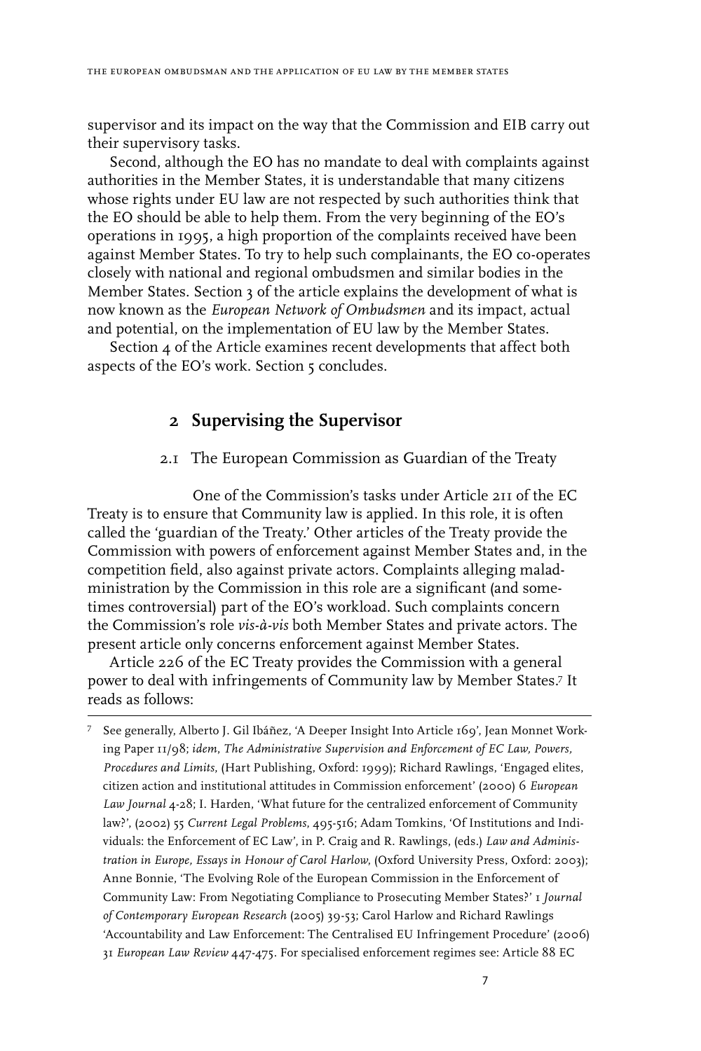supervisor and its impact on the way that the Commission and EIB carry out their supervisory tasks.

Second, although the EO has no mandate to deal with complaints against authorities in the Member States, it is understandable that many citizens whose rights under EU law are not respected by such authorities think that the EO should be able to help them. From the very beginning of the EO's operations in 1995, a high proportion of the complaints received have been against Member States. To try to help such complainants, the EO co-operates closely with national and regional ombudsmen and similar bodies in the Member States. Section 3 of the article explains the development of what is now known as the *European Network of Ombudsmen* and its impact, actual and potential, on the implementation of EU law by the Member States.

Section 4 of the Article examines recent developments that affect both aspects of the EO's work. Section 5 concludes.

## 2 Supervising the Supervisor

### 2.1 The European Commission as Guardian of the Treaty

One of the Commission's tasks under Article 211 of the EC Treaty is to ensure that Community law is applied. In this role, it is often called the 'guardian of the Treaty.' Other articles of the Treaty provide the Commission with powers of enforcement against Member States and, in the competition field, also against private actors. Complaints alleging maladministration by the Commission in this role are a significant (and sometimes controversial) part of the EO's workload. Such complaints concern the Commission's role *vis-à-vis* both Member States and private actors. The present article only concerns enforcement against Member States.

Article 226 of the EC Treaty provides the Commission with a general power to deal with infringements of Community law by Member States.[7] It reads as follows:

[7] See generally, Alberto J. Gil Ibáñez, 'A Deeper Insight Into Article 169', Jean Monnet Working Paper 11/98; *idem*, *The Administrative Supervision and Enforcement of EC Law, Powers, Procedures and Limits*, (Hart Publishing, Oxford: 1999); Richard Rawlings, 'Engaged elites, citizen action and institutional attitudes in Commission enforcement' (2000) 6 *European Law Journal* 4-28; I. Harden, 'What future for the centralized enforcement of Community law?', (2002) 55 *Current Legal Problems*, 495-516; Adam Tomkins, 'Of Institutions and Individuals: the Enforcement of EC Law', in P. Craig and R. Rawlings, (eds.) *Law and Administration in Europe, Essays in Honour of Carol Harlow*, (Oxford University Press, Oxford: 2003); Anne Bonnie, 'The Evolving Role of the European Commission in the Enforcement of Community Law: From Negotiating Compliance to Prosecuting Member States?' 1 *Journal of Contemporary European Research* (2005) 39-53; Carol Harlow and Richard Rawlings 'Accountability and Law Enforcement: The Centralised EU Infringement Procedure' (2006) 31 *European Law Review* 447-475. For specialised enforcement regimes see: Article 88 EC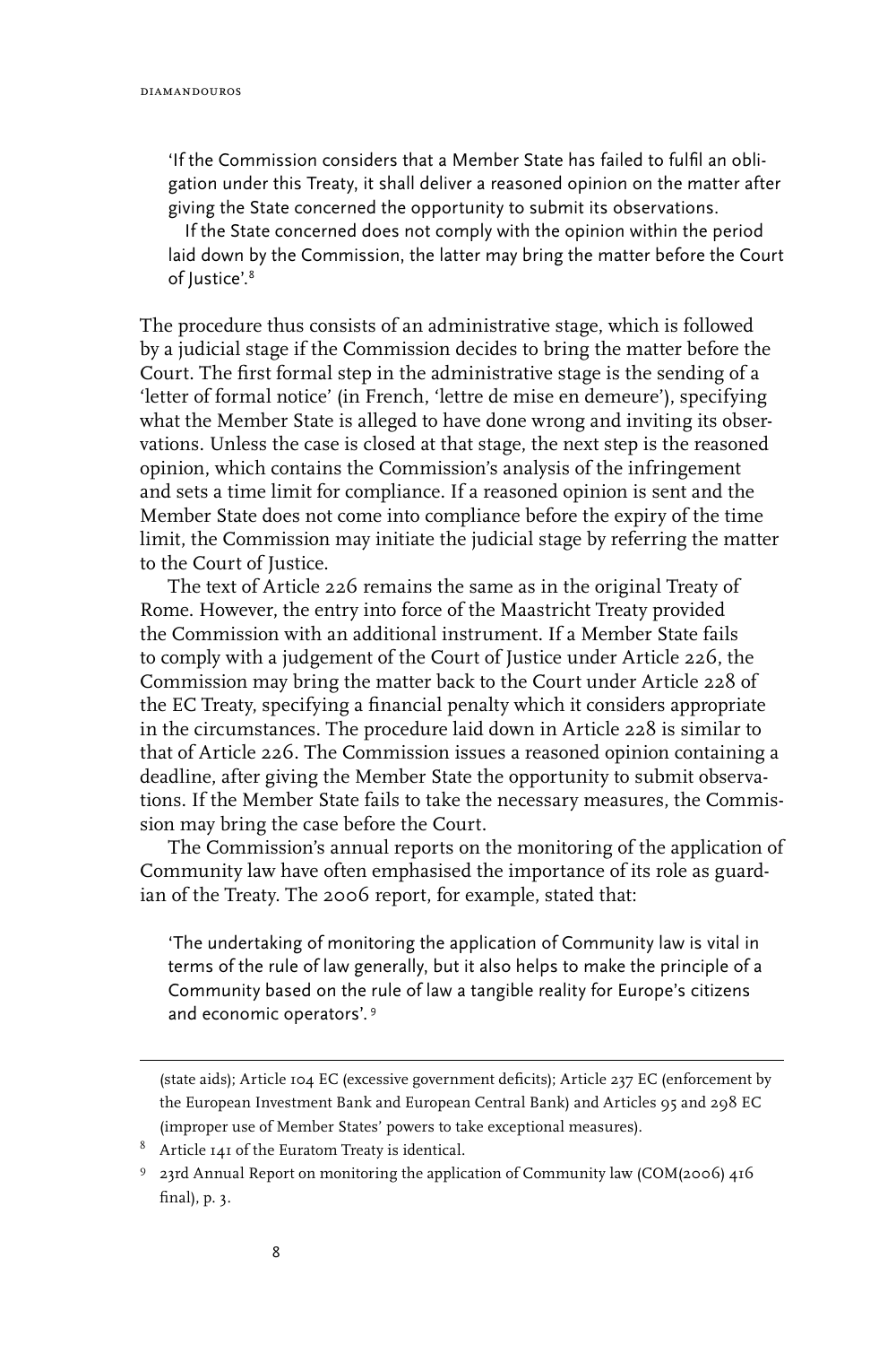> 'If the Commission considers that a Member State has failed to fulfil an obligation under this Treaty, it shall deliver a reasoned opinion on the matter after giving the State concerned the opportunity to submit its observations.
>
> If the State concerned does not comply with the opinion within the period laid down by the Commission, the latter may bring the matter before the Court of Justice'.[8]

The procedure thus consists of an administrative stage, which is followed by a judicial stage if the Commission decides to bring the matter before the Court. The first formal step in the administrative stage is the sending of a 'letter of formal notice' (in French, 'lettre de mise en demeure'), specifying what the Member State is alleged to have done wrong and inviting its observations. Unless the case is closed at that stage, the next step is the reasoned opinion, which contains the Commission's analysis of the infringement and sets a time limit for compliance. If a reasoned opinion is sent and the Member State does not come into compliance before the expiry of the time limit, the Commission may initiate the judicial stage by referring the matter to the Court of Justice.

The text of Article 226 remains the same as in the original Treaty of Rome. However, the entry into force of the Maastricht Treaty provided the Commission with an additional instrument. If a Member State fails to comply with a judgement of the Court of Justice under Article 226, the Commission may bring the matter back to the Court under Article 228 of the EC Treaty, specifying a financial penalty which it considers appropriate in the circumstances. The procedure laid down in Article 228 is similar to that of Article 226. The Commission issues a reasoned opinion containing a deadline, after giving the Member State the opportunity to submit observations. If the Member State fails to take the necessary measures, the Commission may bring the case before the Court.

The Commission's annual reports on the monitoring of the application of Community law have often emphasised the importance of its role as guardian of the Treaty. The 2006 report, for example, stated that:

> 'The undertaking of monitoring the application of Community law is vital in terms of the rule of law generally, but it also helps to make the principle of a Community based on the rule of law a tangible reality for Europe's citizens and economic operators'.[9]

---

(state aids); Article 104 EC (excessive government deficits); Article 237 EC (enforcement by the European Investment Bank and European Central Bank) and Articles 95 and 298 EC (improper use of Member States' powers to take exceptional measures).

[8] Article 141 of the Euratom Treaty is identical.

[9] 23rd Annual Report on monitoring the application of Community law (COM(2006) 416 final), p. 3.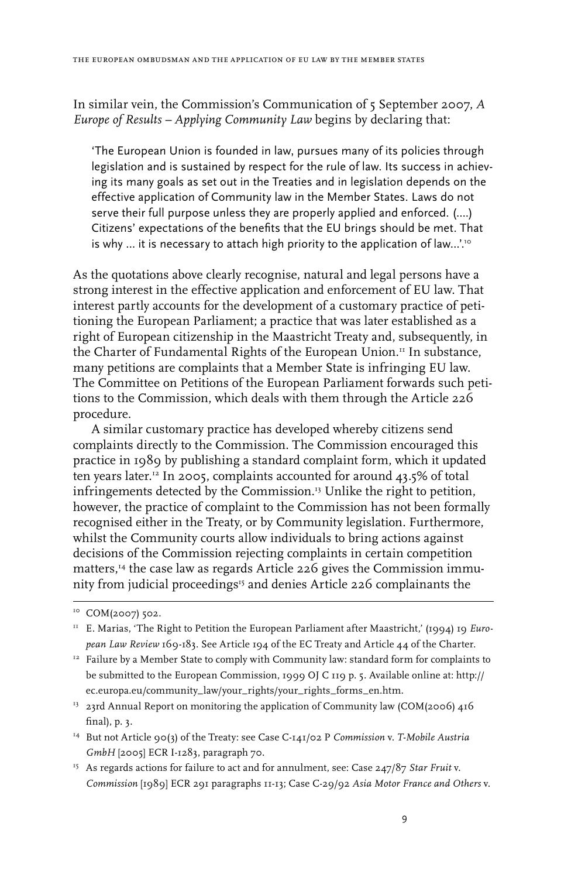In similar vein, the Commission's Communication of 5 September 2007, *A Europe of Results – Applying Community Law* begins by declaring that:

> 'The European Union is founded in law, pursues many of its policies through legislation and is sustained by respect for the rule of law. Its success in achieving its many goals as set out in the Treaties and in legislation depends on the effective application of Community law in the Member States. Laws do not serve their full purpose unless they are properly applied and enforced. (....) Citizens' expectations of the benefits that the EU brings should be met. That is why ... it is necessary to attach high priority to the application of law...'.[10]

As the quotations above clearly recognise, natural and legal persons have a strong interest in the effective application and enforcement of EU law. That interest partly accounts for the development of a customary practice of petitioning the European Parliament; a practice that was later established as a right of European citizenship in the Maastricht Treaty and, subsequently, in the Charter of Fundamental Rights of the European Union.[11] In substance, many petitions are complaints that a Member State is infringing EU law. The Committee on Petitions of the European Parliament forwards such petitions to the Commission, which deals with them through the Article 226 procedure.

A similar customary practice has developed whereby citizens send complaints directly to the Commission. The Commission encouraged this practice in 1989 by publishing a standard complaint form, which it updated ten years later.[12] In 2005, complaints accounted for around 43.5% of total infringements detected by the Commission.[13] Unlike the right to petition, however, the practice of complaint to the Commission has not been formally recognised either in the Treaty, or by Community legislation. Furthermore, whilst the Community courts allow individuals to bring actions against decisions of the Commission rejecting complaints in certain competition matters,[14] the case law as regards Article 226 gives the Commission immunity from judicial proceedings[15] and denies Article 226 complainants the

---

[10] COM(2007) 502.

[11] E. Marias, 'The Right to Petition the European Parliament after Maastricht,' (1994) 19 *European Law Review* 169-183. See Article 194 of the EC Treaty and Article 44 of the Charter.

[12] Failure by a Member State to comply with Community law: standard form for complaints to be submitted to the European Commission, 1999 OJ C 119 p. 5. Available online at: http://ec.europa.eu/community_law/your_rights/your_rights_forms_en.htm.

[13] 23rd Annual Report on monitoring the application of Community law (COM(2006) 416 final), p. 3.

[14] But not Article 90(3) of the Treaty: see Case C-141/02 P *Commission* v. *T-Mobile Austria GmbH* [2005] ECR I-1283, paragraph 70.

[15] As regards actions for failure to act and for annulment, see: Case 247/87 *Star Fruit* v. *Commission* [1989] ECR 291 paragraphs 11-13; Case C-29/92 *Asia Motor France and Others* v.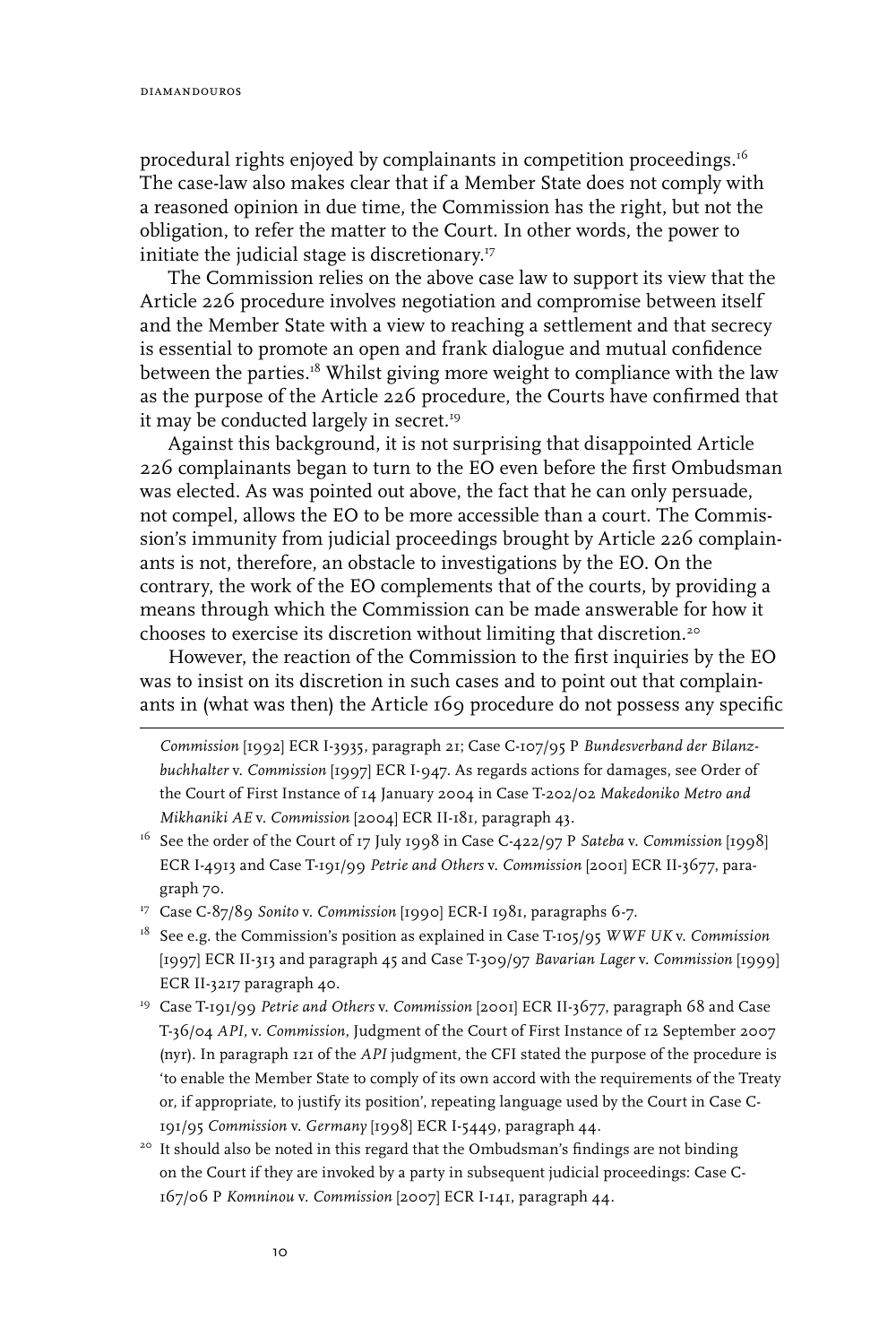procedural rights enjoyed by complainants in competition proceedings.[16] The case-law also makes clear that if a Member State does not comply with a reasoned opinion in due time, the Commission has the right, but not the obligation, to refer the matter to the Court. In other words, the power to initiate the judicial stage is discretionary.[17]

The Commission relies on the above case law to support its view that the Article 226 procedure involves negotiation and compromise between itself and the Member State with a view to reaching a settlement and that secrecy is essential to promote an open and frank dialogue and mutual confidence between the parties.[18] Whilst giving more weight to compliance with the law as the purpose of the Article 226 procedure, the Courts have confirmed that it may be conducted largely in secret.[19]

Against this background, it is not surprising that disappointed Article 226 complainants began to turn to the EO even before the first Ombudsman was elected. As was pointed out above, the fact that he can only persuade, not compel, allows the EO to be more accessible than a court. The Commission's immunity from judicial proceedings brought by Article 226 complainants is not, therefore, an obstacle to investigations by the EO. On the contrary, the work of the EO complements that of the courts, by providing a means through which the Commission can be made answerable for how it chooses to exercise its discretion without limiting that discretion.[20]

However, the reaction of the Commission to the first inquiries by the EO was to insist on its discretion in such cases and to point out that complainants in (what was then) the Article 169 procedure do not possess any specific

---

*Commission* [1992] ECR I-3935, paragraph 21; Case C-107/95 P *Bundesverband der Bilanzbuchhalter* v. *Commission* [1997] ECR I-947. As regards actions for damages, see Order of the Court of First Instance of 14 January 2004 in Case T-202/02 *Makedoniko Metro and Mikhaniki AE* v. *Commission* [2004] ECR II-181, paragraph 43.

[16] See the order of the Court of 17 July 1998 in Case C-422/97 P *Sateba* v. *Commission* [1998] ECR I-4913 and Case T-191/99 *Petrie and Others* v. *Commission* [2001] ECR II-3677, paragraph 70.

[17] Case C-87/89 *Sonito* v. *Commission* [1990] ECR-I 1981, paragraphs 6-7.

[18] See e.g. the Commission's position as explained in Case T-105/95 *WWF UK* v. *Commission* [1997] ECR II-313 and paragraph 45 and Case T-309/97 *Bavarian Lager* v. *Commission* [1999] ECR II-3217 paragraph 40.

[19] Case T-191/99 *Petrie and Others* v. *Commission* [2001] ECR II-3677, paragraph 68 and Case T-36/04 *API*, v. *Commission*, Judgment of the Court of First Instance of 12 September 2007 (nyr). In paragraph 121 of the *API* judgment, the CFI stated the purpose of the procedure is 'to enable the Member State to comply of its own accord with the requirements of the Treaty or, if appropriate, to justify its position', repeating language used by the Court in Case C-191/95 *Commission* v. *Germany* [1998] ECR I-5449, paragraph 44.

[20] It should also be noted in this regard that the Ombudsman's findings are not binding on the Court if they are invoked by a party in subsequent judicial proceedings: Case C-167/06 P *Komninou* v. *Commission* [2007] ECR I-141, paragraph 44.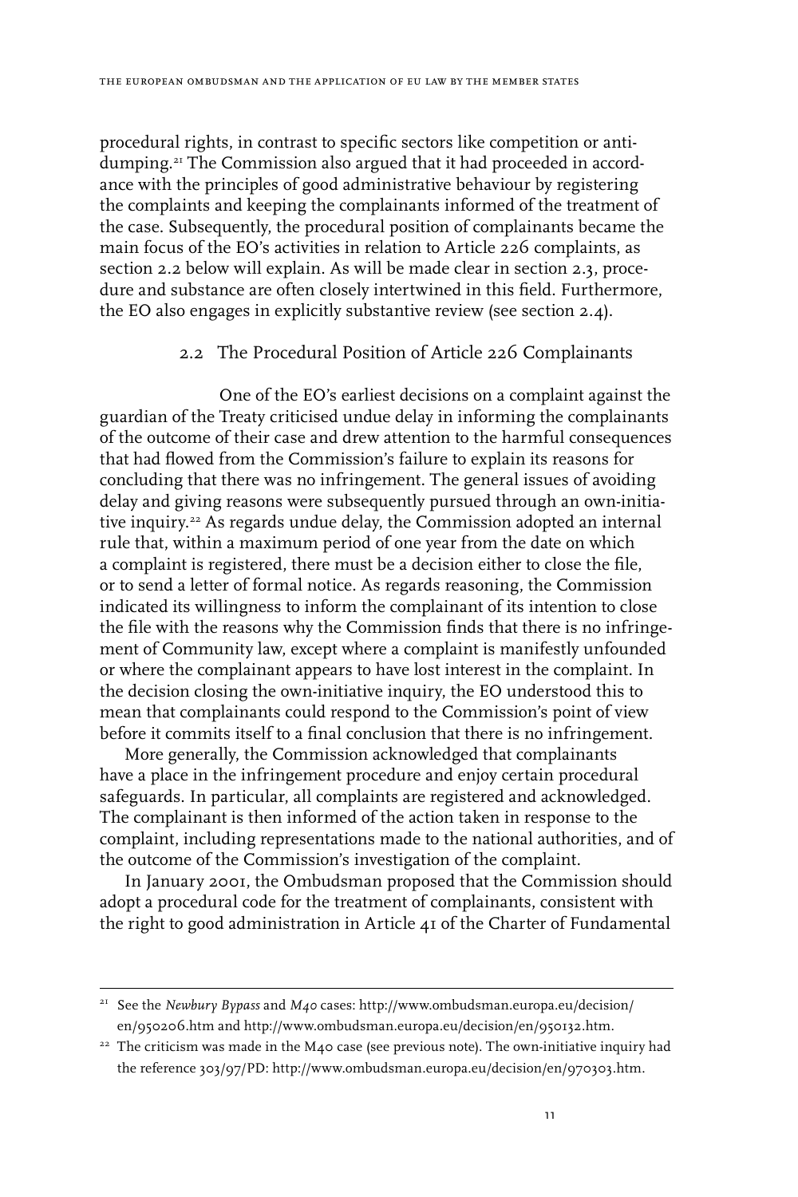procedural rights, in contrast to specific sectors like competition or anti-dumping.[21] The Commission also argued that it had proceeded in accordance with the principles of good administrative behaviour by registering the complaints and keeping the complainants informed of the treatment of the case. Subsequently, the procedural position of complainants became the main focus of the EO's activities in relation to Article 226 complaints, as section 2.2 below will explain. As will be made clear in section 2.3, procedure and substance are often closely intertwined in this field. Furthermore, the EO also engages in explicitly substantive review (see section 2.4).

### 2.2 The Procedural Position of Article 226 Complainants

One of the EO's earliest decisions on a complaint against the guardian of the Treaty criticised undue delay in informing the complainants of the outcome of their case and drew attention to the harmful consequences that had flowed from the Commission's failure to explain its reasons for concluding that there was no infringement. The general issues of avoiding delay and giving reasons were subsequently pursued through an own-initiative inquiry.[22] As regards undue delay, the Commission adopted an internal rule that, within a maximum period of one year from the date on which a complaint is registered, there must be a decision either to close the file, or to send a letter of formal notice. As regards reasoning, the Commission indicated its willingness to inform the complainant of its intention to close the file with the reasons why the Commission finds that there is no infringement of Community law, except where a complaint is manifestly unfounded or where the complainant appears to have lost interest in the complaint. In the decision closing the own-initiative inquiry, the EO understood this to mean that complainants could respond to the Commission's point of view before it commits itself to a final conclusion that there is no infringement.

More generally, the Commission acknowledged that complainants have a place in the infringement procedure and enjoy certain procedural safeguards. In particular, all complaints are registered and acknowledged. The complainant is then informed of the action taken in response to the complaint, including representations made to the national authorities, and of the outcome of the Commission's investigation of the complaint.

In January 2001, the Ombudsman proposed that the Commission should adopt a procedural code for the treatment of complainants, consistent with the right to good administration in Article 41 of the Charter of Fundamental

---

[21] See the *Newbury Bypass* and *M40* cases: http://www.ombudsman.europa.eu/decision/en/950206.htm and http://www.ombudsman.europa.eu/decision/en/950132.htm.

[22] The criticism was made in the M40 case (see previous note). The own-initiative inquiry had the reference 303/97/PD: http://www.ombudsman.europa.eu/decision/en/970303.htm.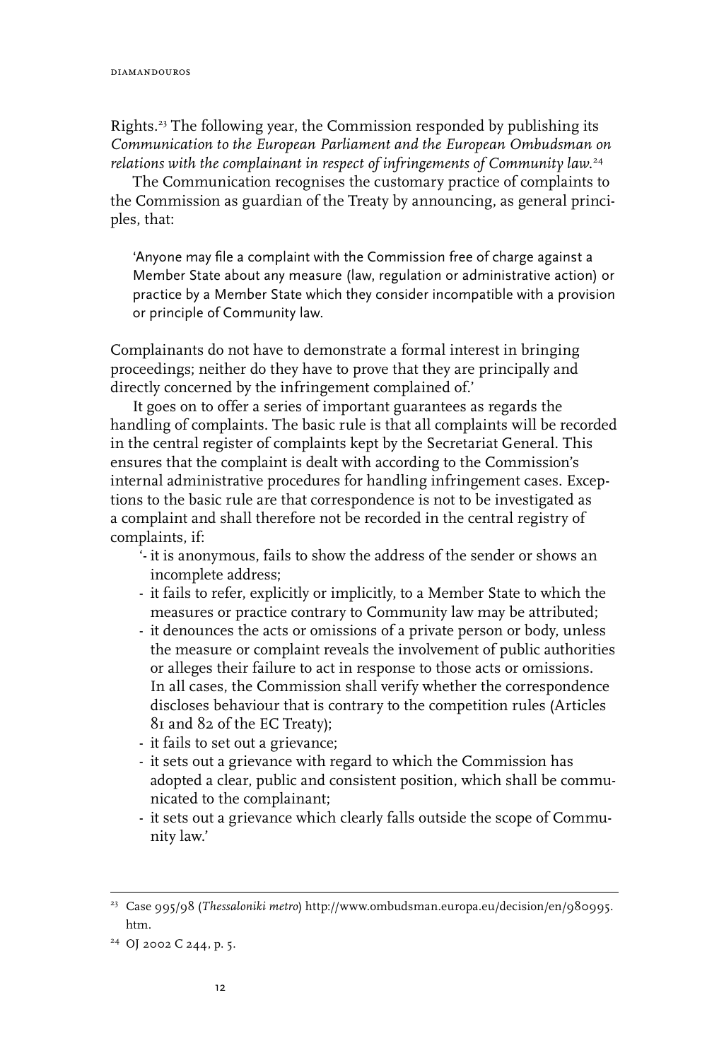Rights.[23] The following year, the Commission responded by publishing its *Communication to the European Parliament and the European Ombudsman on relations with the complainant in respect of infringements of Community law.*[24]

The Communication recognises the customary practice of complaints to the Commission as guardian of the Treaty by announcing, as general principles, that:

> 'Anyone may file a complaint with the Commission free of charge against a Member State about any measure (law, regulation or administrative action) or practice by a Member State which they consider incompatible with a provision or principle of Community law.

Complainants do not have to demonstrate a formal interest in bringing proceedings; neither do they have to prove that they are principally and directly concerned by the infringement complained of.'

It goes on to offer a series of important guarantees as regards the handling of complaints. The basic rule is that all complaints will be recorded in the central register of complaints kept by the Secretariat General. This ensures that the complaint is dealt with according to the Commission's internal administrative procedures for handling infringement cases. Exceptions to the basic rule are that correspondence is not to be investigated as a complaint and shall therefore not be recorded in the central registry of complaints, if:

- '- it is anonymous, fails to show the address of the sender or shows an incomplete address;
- it fails to refer, explicitly or implicitly, to a Member State to which the measures or practice contrary to Community law may be attributed;
- it denounces the acts or omissions of a private person or body, unless the measure or complaint reveals the involvement of public authorities or alleges their failure to act in response to those acts or omissions. In all cases, the Commission shall verify whether the correspondence discloses behaviour that is contrary to the competition rules (Articles 81 and 82 of the EC Treaty);
- it fails to set out a grievance;
- it sets out a grievance with regard to which the Commission has adopted a clear, public and consistent position, which shall be communicated to the complainant;
- it sets out a grievance which clearly falls outside the scope of Community law.'

---

[23] Case 995/98 (*Thessaloniki metro*) http://www.ombudsman.europa.eu/decision/en/980995.htm.

[24] OJ 2002 C 244, p. 5.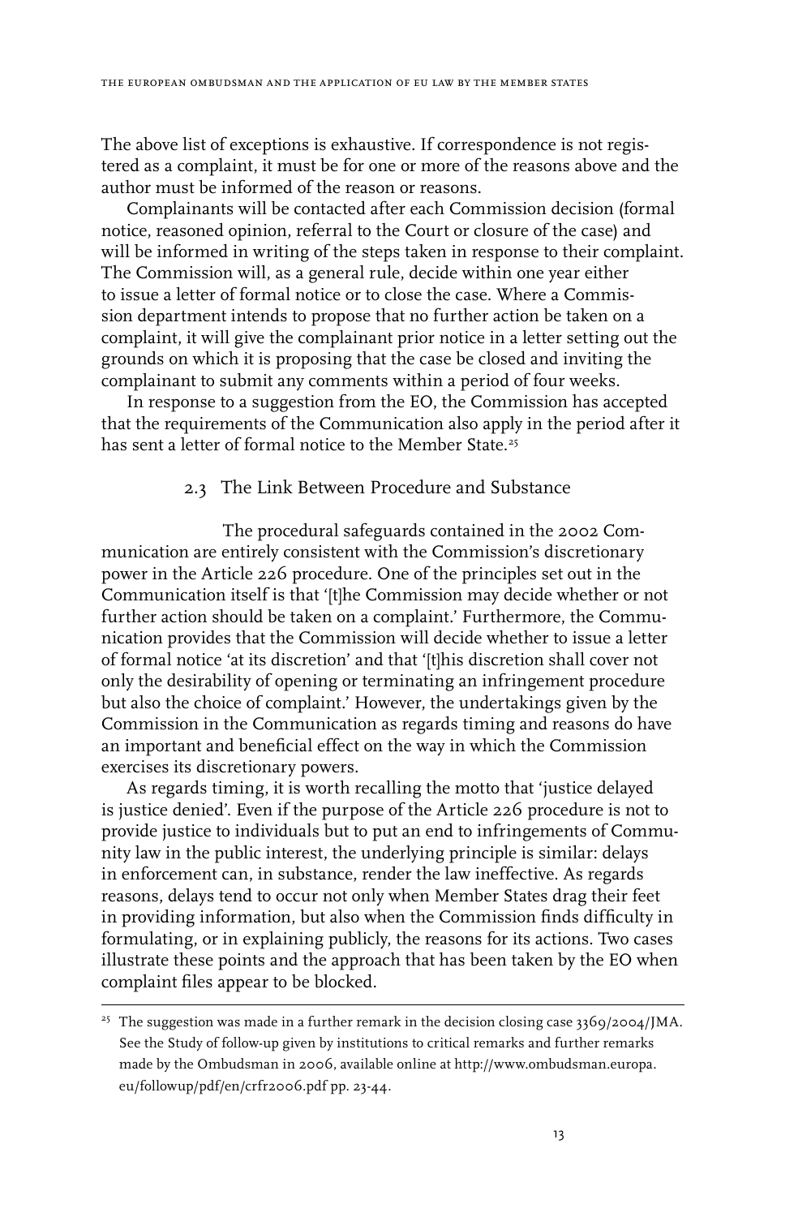The above list of exceptions is exhaustive. If correspondence is not registered as a complaint, it must be for one or more of the reasons above and the author must be informed of the reason or reasons.

Complainants will be contacted after each Commission decision (formal notice, reasoned opinion, referral to the Court or closure of the case) and will be informed in writing of the steps taken in response to their complaint. The Commission will, as a general rule, decide within one year either to issue a letter of formal notice or to close the case. Where a Commission department intends to propose that no further action be taken on a complaint, it will give the complainant prior notice in a letter setting out the grounds on which it is proposing that the case be closed and inviting the complainant to submit any comments within a period of four weeks.

In response to a suggestion from the EO, the Commission has accepted that the requirements of the Communication also apply in the period after it has sent a letter of formal notice to the Member State.[25]

### 2.3 The Link Between Procedure and Substance

The procedural safeguards contained in the 2002 Communication are entirely consistent with the Commission's discretionary power in the Article 226 procedure. One of the principles set out in the Communication itself is that '[t]he Commission may decide whether or not further action should be taken on a complaint.' Furthermore, the Communication provides that the Commission will decide whether to issue a letter of formal notice 'at its discretion' and that '[t]his discretion shall cover not only the desirability of opening or terminating an infringement procedure but also the choice of complaint.' However, the undertakings given by the Commission in the Communication as regards timing and reasons do have an important and beneficial effect on the way in which the Commission exercises its discretionary powers.

As regards timing, it is worth recalling the motto that 'justice delayed is justice denied'. Even if the purpose of the Article 226 procedure is not to provide justice to individuals but to put an end to infringements of Community law in the public interest, the underlying principle is similar: delays in enforcement can, in substance, render the law ineffective. As regards reasons, delays tend to occur not only when Member States drag their feet in providing information, but also when the Commission finds difficulty in formulating, or in explaining publicly, the reasons for its actions. Two cases illustrate these points and the approach that has been taken by the EO when complaint files appear to be blocked.

---

[25] The suggestion was made in a further remark in the decision closing case 3369/2004/JMA. See the Study of follow-up given by institutions to critical remarks and further remarks made by the Ombudsman in 2006, available online at http://www.ombudsman.europa.eu/followup/pdf/en/crfr2006.pdf pp. 23-44.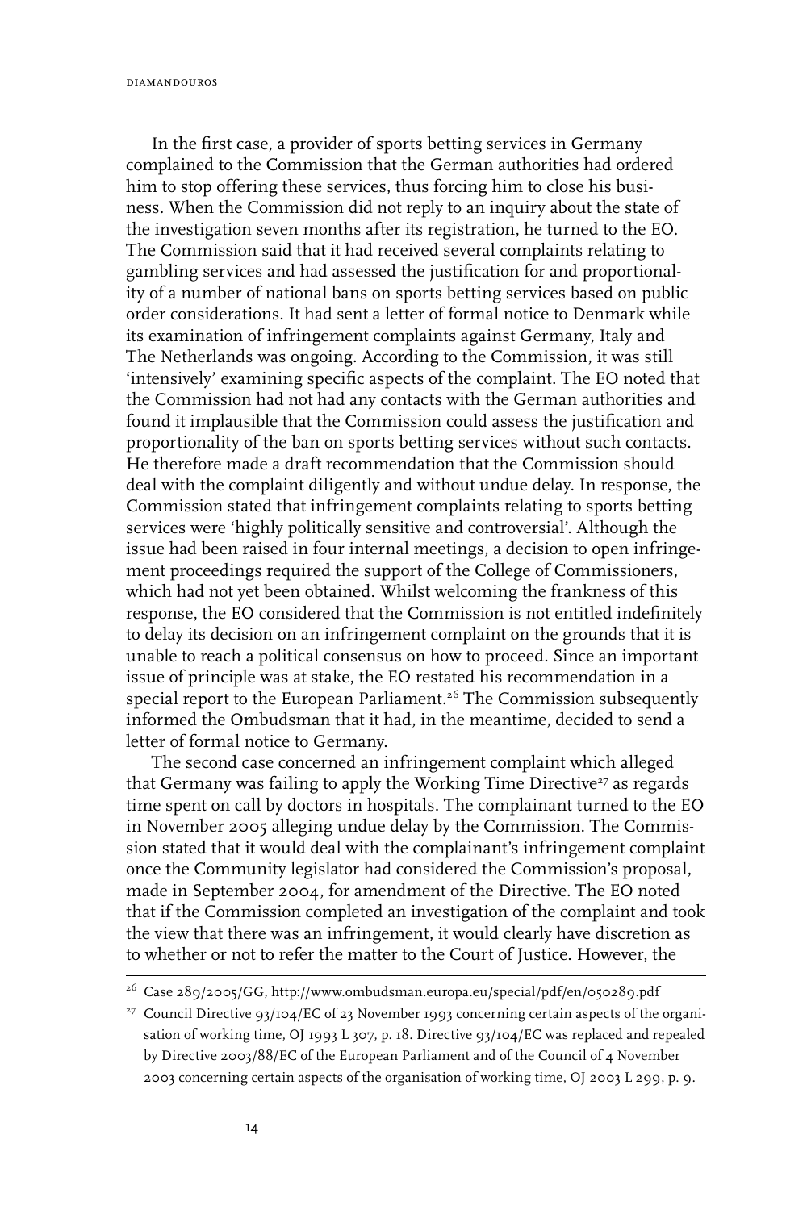In the first case, a provider of sports betting services in Germany complained to the Commission that the German authorities had ordered him to stop offering these services, thus forcing him to close his business. When the Commission did not reply to an inquiry about the state of the investigation seven months after its registration, he turned to the EO. The Commission said that it had received several complaints relating to gambling services and had assessed the justification for and proportionality of a number of national bans on sports betting services based on public order considerations. It had sent a letter of formal notice to Denmark while its examination of infringement complaints against Germany, Italy and The Netherlands was ongoing. According to the Commission, it was still 'intensively' examining specific aspects of the complaint. The EO noted that the Commission had not had any contacts with the German authorities and found it implausible that the Commission could assess the justification and proportionality of the ban on sports betting services without such contacts. He therefore made a draft recommendation that the Commission should deal with the complaint diligently and without undue delay. In response, the Commission stated that infringement complaints relating to sports betting services were 'highly politically sensitive and controversial'. Although the issue had been raised in four internal meetings, a decision to open infringement proceedings required the support of the College of Commissioners, which had not yet been obtained. Whilst welcoming the frankness of this response, the EO considered that the Commission is not entitled indefinitely to delay its decision on an infringement complaint on the grounds that it is unable to reach a political consensus on how to proceed. Since an important issue of principle was at stake, the EO restated his recommendation in a special report to the European Parliament.[26] The Commission subsequently informed the Ombudsman that it had, in the meantime, decided to send a letter of formal notice to Germany.

The second case concerned an infringement complaint which alleged that Germany was failing to apply the Working Time Directive[27] as regards time spent on call by doctors in hospitals. The complainant turned to the EO in November 2005 alleging undue delay by the Commission. The Commission stated that it would deal with the complainant's infringement complaint once the Community legislator had considered the Commission's proposal, made in September 2004, for amendment of the Directive. The EO noted that if the Commission completed an investigation of the complaint and took the view that there was an infringement, it would clearly have discretion as to whether or not to refer the matter to the Court of Justice. However, the

---

[26] Case 289/2005/GG, http://www.ombudsman.europa.eu/special/pdf/en/050289.pdf

[27] Council Directive 93/104/EC of 23 November 1993 concerning certain aspects of the organisation of working time, OJ 1993 L 307, p. 18. Directive 93/104/EC was replaced and repealed by Directive 2003/88/EC of the European Parliament and of the Council of 4 November 2003 concerning certain aspects of the organisation of working time, OJ 2003 L 299, p. 9.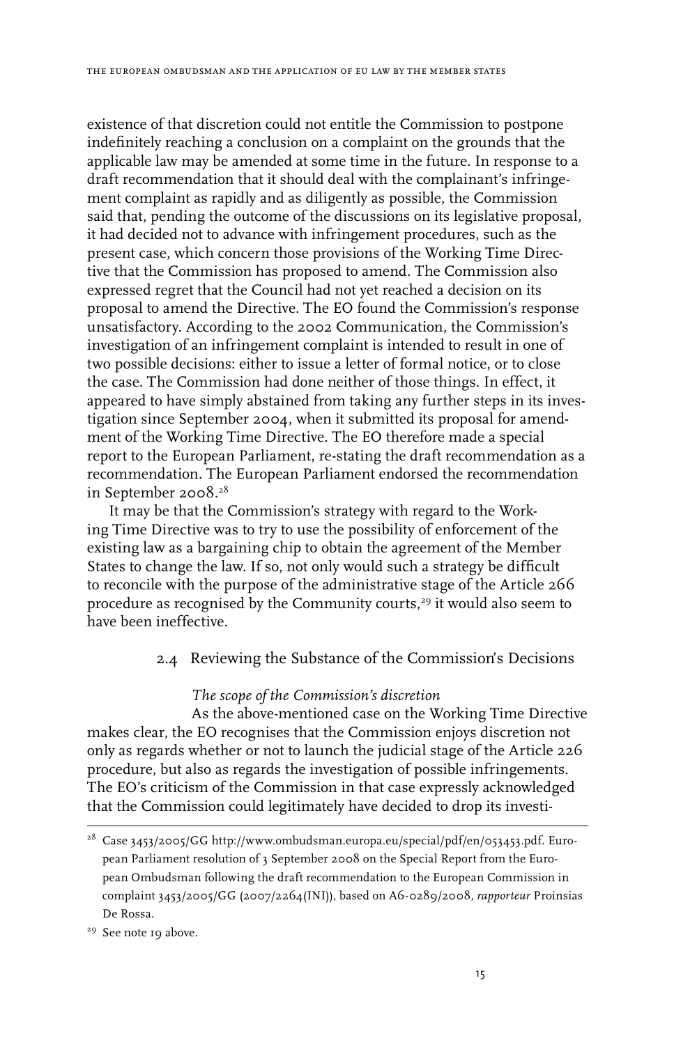existence of that discretion could not entitle the Commission to postpone indefinitely reaching a conclusion on a complaint on the grounds that the applicable law may be amended at some time in the future. In response to a draft recommendation that it should deal with the complainant's infringement complaint as rapidly and as diligently as possible, the Commission said that, pending the outcome of the discussions on its legislative proposal, it had decided not to advance with infringement procedures, such as the present case, which concern those provisions of the Working Time Directive that the Commission has proposed to amend. The Commission also expressed regret that the Council had not yet reached a decision on its proposal to amend the Directive. The EO found the Commission's response unsatisfactory. According to the 2002 Communication, the Commission's investigation of an infringement complaint is intended to result in one of two possible decisions: either to issue a letter of formal notice, or to close the case. The Commission had done neither of those things. In effect, it appeared to have simply abstained from taking any further steps in its investigation since September 2004, when it submitted its proposal for amendment of the Working Time Directive. The EO therefore made a special report to the European Parliament, re-stating the draft recommendation as a recommendation. The European Parliament endorsed the recommendation in September 2008.[28]

It may be that the Commission's strategy with regard to the Working Time Directive was to try to use the possibility of enforcement of the existing law as a bargaining chip to obtain the agreement of the Member States to change the law. If so, not only would such a strategy be difficult to reconcile with the purpose of the administrative stage of the Article 266 procedure as recognised by the Community courts,[29] it would also seem to have been ineffective.

### 2.4 Reviewing the Substance of the Commission's Decisions

*The scope of the Commission's discretion*

As the above-mentioned case on the Working Time Directive makes clear, the EO recognises that the Commission enjoys discretion not only as regards whether or not to launch the judicial stage of the Article 226 procedure, but also as regards the investigation of possible infringements. The EO's criticism of the Commission in that case expressly acknowledged that the Commission could legitimately have decided to drop its investi-

[28] Case 3453/2005/GG http://www.ombudsman.europa.eu/special/pdf/en/053453.pdf. European Parliament resolution of 3 September 2008 on the Special Report from the European Ombudsman following the draft recommendation to the European Commission in complaint 3453/2005/GG (2007/2264(INI)), based on A6-0289/2008, *rapporteur* Proinsias De Rossa.

[29] See note 19 above.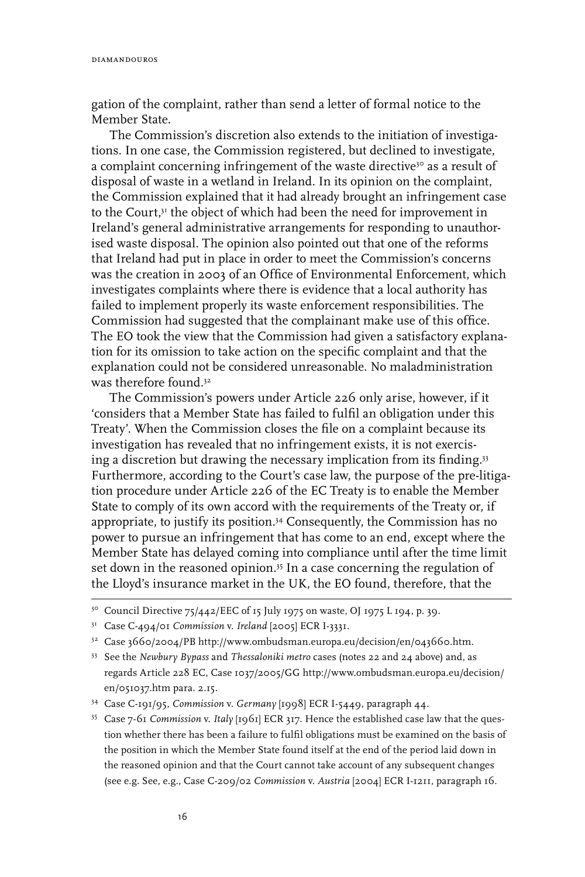gation of the complaint, rather than send a letter of formal notice to the Member State.

The Commission's discretion also extends to the initiation of investigations. In one case, the Commission registered, but declined to investigate, a complaint concerning infringement of the waste directive[30] as a result of disposal of waste in a wetland in Ireland. In its opinion on the complaint, the Commission explained that it had already brought an infringement case to the Court,[31] the object of which had been the need for improvement in Ireland's general administrative arrangements for responding to unauthorised waste disposal. The opinion also pointed out that one of the reforms that Ireland had put in place in order to meet the Commission's concerns was the creation in 2003 of an Office of Environmental Enforcement, which investigates complaints where there is evidence that a local authority has failed to implement properly its waste enforcement responsibilities. The Commission had suggested that the complainant make use of this office. The EO took the view that the Commission had given a satisfactory explanation for its omission to take action on the specific complaint and that the explanation could not be considered unreasonable. No maladministration was therefore found.[32]

The Commission's powers under Article 226 only arise, however, if it 'considers that a Member State has failed to fulfil an obligation under this Treaty'. When the Commission closes the file on a complaint because its investigation has revealed that no infringement exists, it is not exercising a discretion but drawing the necessary implication from its finding.[33] Furthermore, according to the Court's case law, the purpose of the pre-litigation procedure under Article 226 of the EC Treaty is to enable the Member State to comply of its own accord with the requirements of the Treaty or, if appropriate, to justify its position.[34] Consequently, the Commission has no power to pursue an infringement that has come to an end, except where the Member State has delayed coming into compliance until after the time limit set down in the reasoned opinion.[35] In a case concerning the regulation of the Lloyd's insurance market in the UK, the EO found, therefore, that the

---

[30] Council Directive 75/442/EEC of 15 July 1975 on waste, OJ 1975 L 194, p. 39.

[31] Case C-494/01 *Commission* v. *Ireland* [2005] ECR I-3331.

[32] Case 3660/2004/PB http://www.ombudsman.europa.eu/decision/en/043660.htm.

[33] See the *Newbury Bypass* and *Thessaloniki metro* cases (notes 22 and 24 above) and, as regards Article 228 EC, Case 1037/2005/GG http://www.ombudsman.europa.eu/decision/en/051037.htm para. 2.15.

[34] Case C-191/95, *Commission* v. *Germany* [1998] ECR I-5449, paragraph 44.

[35] Case 7-61 *Commission* v. *Italy* [1961] ECR 317. Hence the established case law that the question whether there has been a failure to fulfil obligations must be examined on the basis of the position in which the Member State found itself at the end of the period laid down in the reasoned opinion and that the Court cannot take account of any subsequent changes (see e.g. See, e.g., Case C-209/02 *Commission* v. *Austria* [2004] ECR I-1211, paragraph 16.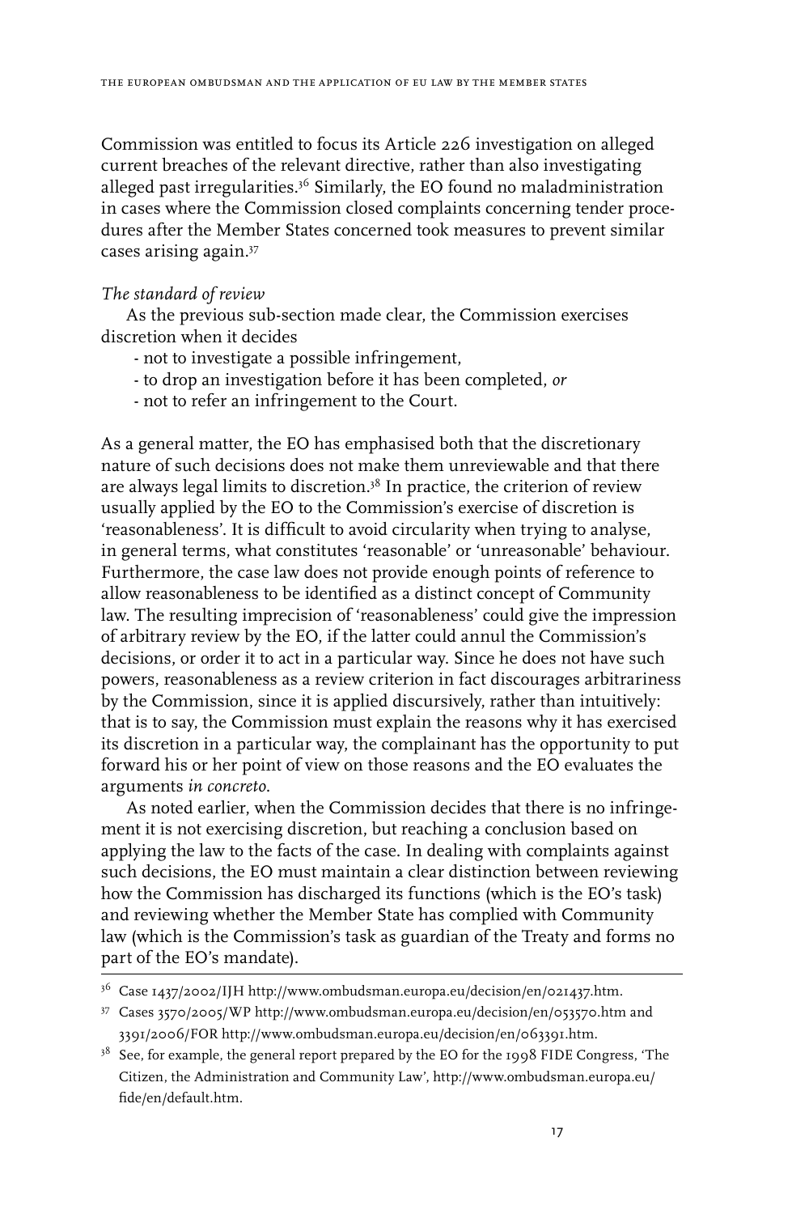Commission was entitled to focus its Article 226 investigation on alleged current breaches of the relevant directive, rather than also investigating alleged past irregularities.[36] Similarly, the EO found no maladministration in cases where the Commission closed complaints concerning tender procedures after the Member States concerned took measures to prevent similar cases arising again.[37]

*The standard of review*

As the previous sub-section made clear, the Commission exercises discretion when it decides

- not to investigate a possible infringement,
- to drop an investigation before it has been completed, *or*
- not to refer an infringement to the Court.

As a general matter, the EO has emphasised both that the discretionary nature of such decisions does not make them unreviewable and that there are always legal limits to discretion.[38] In practice, the criterion of review usually applied by the EO to the Commission's exercise of discretion is 'reasonableness'. It is difficult to avoid circularity when trying to analyse, in general terms, what constitutes 'reasonable' or 'unreasonable' behaviour. Furthermore, the case law does not provide enough points of reference to allow reasonableness to be identified as a distinct concept of Community law. The resulting imprecision of 'reasonableness' could give the impression of arbitrary review by the EO, if the latter could annul the Commission's decisions, or order it to act in a particular way. Since he does not have such powers, reasonableness as a review criterion in fact discourages arbitrariness by the Commission, since it is applied discursively, rather than intuitively: that is to say, the Commission must explain the reasons why it has exercised its discretion in a particular way, the complainant has the opportunity to put forward his or her point of view on those reasons and the EO evaluates the arguments *in concreto*.

As noted earlier, when the Commission decides that there is no infringement it is not exercising discretion, but reaching a conclusion based on applying the law to the facts of the case. In dealing with complaints against such decisions, the EO must maintain a clear distinction between reviewing how the Commission has discharged its functions (which is the EO's task) and reviewing whether the Member State has complied with Community law (which is the Commission's task as guardian of the Treaty and forms no part of the EO's mandate).

---

[36] Case 1437/2002/IJH http://www.ombudsman.europa.eu/decision/en/021437.htm.

[37] Cases 3570/2005/WP http://www.ombudsman.europa.eu/decision/en/053570.htm and 3391/2006/FOR http://www.ombudsman.europa.eu/decision/en/063391.htm.

[38] See, for example, the general report prepared by the EO for the 1998 FIDE Congress, 'The Citizen, the Administration and Community Law', http://www.ombudsman.europa.eu/fide/en/default.htm.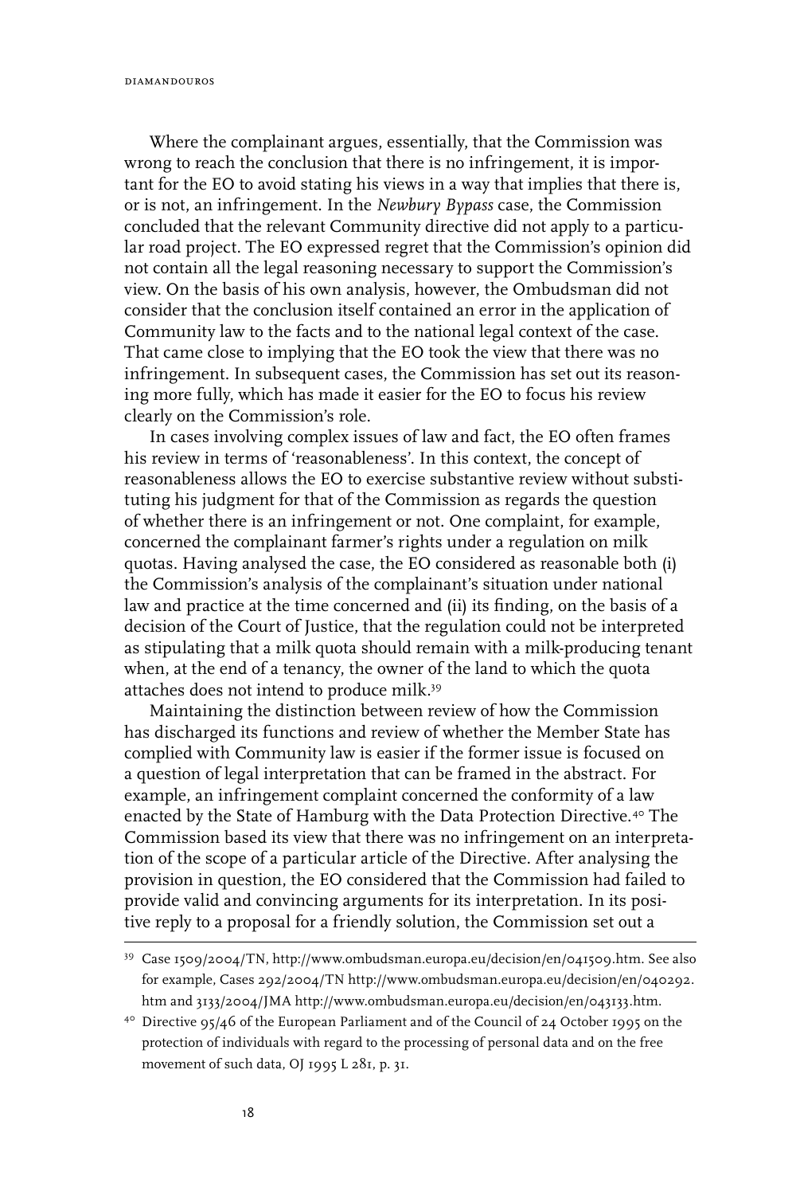Where the complainant argues, essentially, that the Commission was wrong to reach the conclusion that there is no infringement, it is important for the EO to avoid stating his views in a way that implies that there is, or is not, an infringement. In the *Newbury Bypass* case, the Commission concluded that the relevant Community directive did not apply to a particular road project. The EO expressed regret that the Commission's opinion did not contain all the legal reasoning necessary to support the Commission's view. On the basis of his own analysis, however, the Ombudsman did not consider that the conclusion itself contained an error in the application of Community law to the facts and to the national legal context of the case. That came close to implying that the EO took the view that there was no infringement. In subsequent cases, the Commission has set out its reasoning more fully, which has made it easier for the EO to focus his review clearly on the Commission's role.

In cases involving complex issues of law and fact, the EO often frames his review in terms of 'reasonableness'. In this context, the concept of reasonableness allows the EO to exercise substantive review without substituting his judgment for that of the Commission as regards the question of whether there is an infringement or not. One complaint, for example, concerned the complainant farmer's rights under a regulation on milk quotas. Having analysed the case, the EO considered as reasonable both (i) the Commission's analysis of the complainant's situation under national law and practice at the time concerned and (ii) its finding, on the basis of a decision of the Court of Justice, that the regulation could not be interpreted as stipulating that a milk quota should remain with a milk-producing tenant when, at the end of a tenancy, the owner of the land to which the quota attaches does not intend to produce milk.[39]

Maintaining the distinction between review of how the Commission has discharged its functions and review of whether the Member State has complied with Community law is easier if the former issue is focused on a question of legal interpretation that can be framed in the abstract. For example, an infringement complaint concerned the conformity of a law enacted by the State of Hamburg with the Data Protection Directive.[40] The Commission based its view that there was no infringement on an interpretation of the scope of a particular article of the Directive. After analysing the provision in question, the EO considered that the Commission had failed to provide valid and convincing arguments for its interpretation. In its positive reply to a proposal for a friendly solution, the Commission set out a

---

[39] Case 1509/2004/TN, http://www.ombudsman.europa.eu/decision/en/041509.htm. See also for example, Cases 292/2004/TN http://www.ombudsman.europa.eu/decision/en/040292.htm and 3133/2004/JMA http://www.ombudsman.europa.eu/decision/en/043133.htm.

[40] Directive 95/46 of the European Parliament and of the Council of 24 October 1995 on the protection of individuals with regard to the processing of personal data and on the free movement of such data, OJ 1995 L 281, p. 31.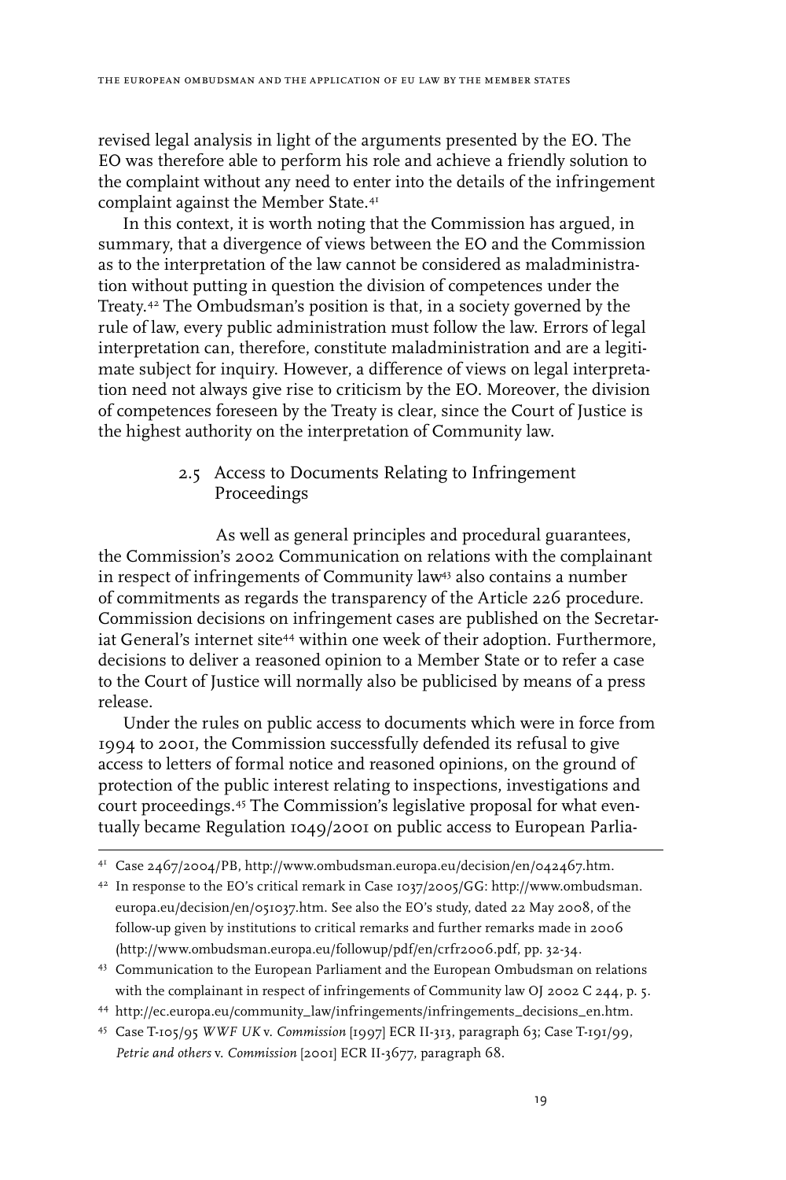revised legal analysis in light of the arguments presented by the EO. The EO was therefore able to perform his role and achieve a friendly solution to the complaint without any need to enter into the details of the infringement complaint against the Member State.[41]

In this context, it is worth noting that the Commission has argued, in summary, that a divergence of views between the EO and the Commission as to the interpretation of the law cannot be considered as maladministration without putting in question the division of competences under the Treaty.[42] The Ombudsman's position is that, in a society governed by the rule of law, every public administration must follow the law. Errors of legal interpretation can, therefore, constitute maladministration and are a legitimate subject for inquiry. However, a difference of views on legal interpretation need not always give rise to criticism by the EO. Moreover, the division of competences foreseen by the Treaty is clear, since the Court of Justice is the highest authority on the interpretation of Community law.

### 2.5 Access to Documents Relating to Infringement Proceedings

As well as general principles and procedural guarantees, the Commission's 2002 Communication on relations with the complainant in respect of infringements of Community law[43] also contains a number of commitments as regards the transparency of the Article 226 procedure. Commission decisions on infringement cases are published on the Secretariat General's internet site[44] within one week of their adoption. Furthermore, decisions to deliver a reasoned opinion to a Member State or to refer a case to the Court of Justice will normally also be publicised by means of a press release.

Under the rules on public access to documents which were in force from 1994 to 2001, the Commission successfully defended its refusal to give access to letters of formal notice and reasoned opinions, on the ground of protection of the public interest relating to inspections, investigations and court proceedings.[45] The Commission's legislative proposal for what eventually became Regulation 1049/2001 on public access to European Parlia-

---

[41] Case 2467/2004/PB, http://www.ombudsman.europa.eu/decision/en/042467.htm.

[42] In response to the EO's critical remark in Case 1037/2005/GG: http://www.ombudsman.europa.eu/decision/en/051037.htm. See also the EO's study, dated 22 May 2008, of the follow-up given by institutions to critical remarks and further remarks made in 2006 (http://www.ombudsman.europa.eu/followup/pdf/en/crfr2006.pdf, pp. 32-34.

[43] Communication to the European Parliament and the European Ombudsman on relations with the complainant in respect of infringements of Community law OJ 2002 C 244, p. 5.

[44] http://ec.europa.eu/community_law/infringements/infringements_decisions_en.htm.

[45] Case T-105/95 *WWF UK* v. *Commission* [1997] ECR II-313, paragraph 63; Case T-191/99, *Petrie and others* v. *Commission* [2001] ECR II-3677, paragraph 68.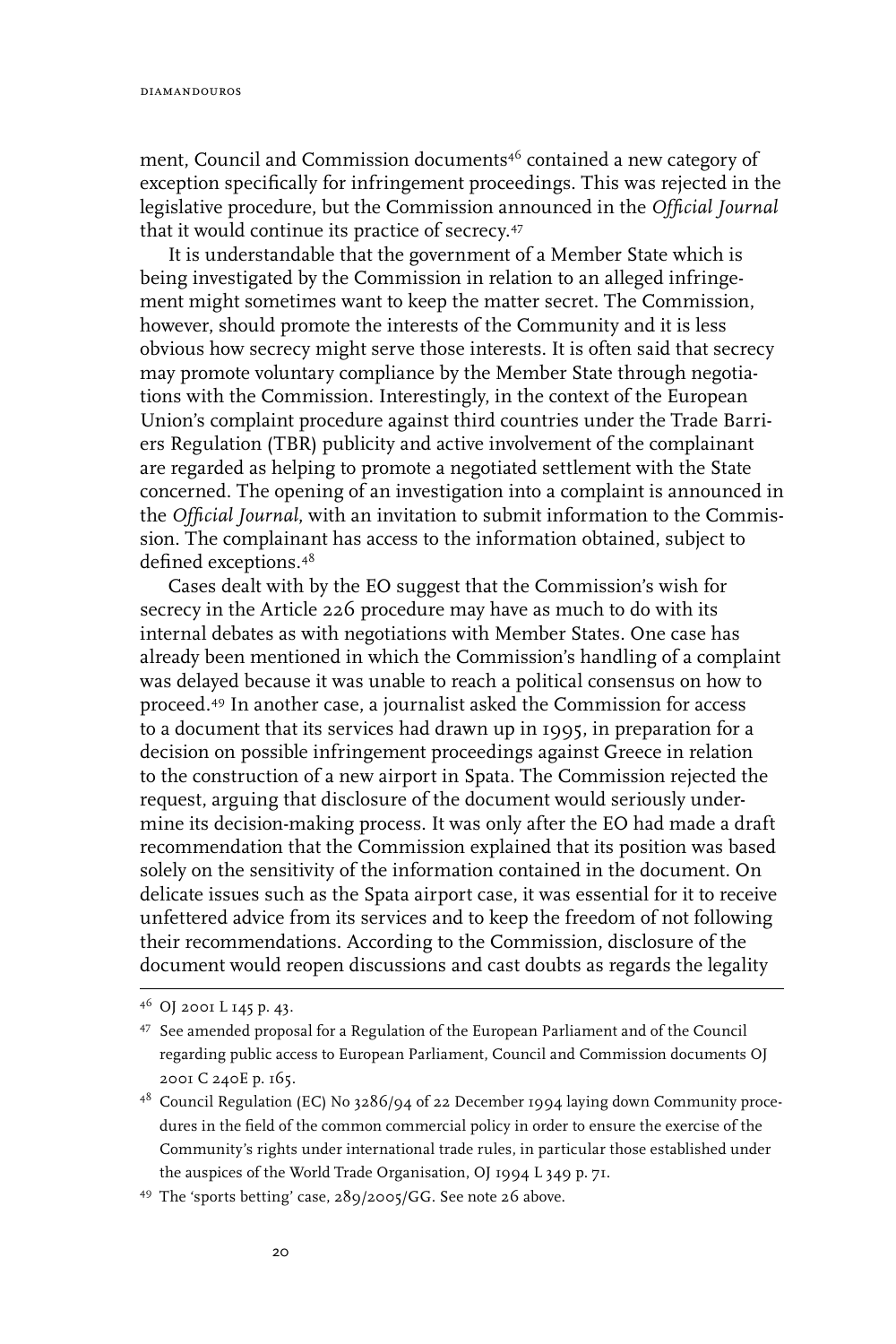ment, Council and Commission documents[46] contained a new category of exception specifically for infringement proceedings. This was rejected in the legislative procedure, but the Commission announced in the *Official Journal* that it would continue its practice of secrecy.[47]

It is understandable that the government of a Member State which is being investigated by the Commission in relation to an alleged infringement might sometimes want to keep the matter secret. The Commission, however, should promote the interests of the Community and it is less obvious how secrecy might serve those interests. It is often said that secrecy may promote voluntary compliance by the Member State through negotiations with the Commission. Interestingly, in the context of the European Union's complaint procedure against third countries under the Trade Barriers Regulation (TBR) publicity and active involvement of the complainant are regarded as helping to promote a negotiated settlement with the State concerned. The opening of an investigation into a complaint is announced in the *Official Journal*, with an invitation to submit information to the Commission. The complainant has access to the information obtained, subject to defined exceptions.[48]

Cases dealt with by the EO suggest that the Commission's wish for secrecy in the Article 226 procedure may have as much to do with its internal debates as with negotiations with Member States. One case has already been mentioned in which the Commission's handling of a complaint was delayed because it was unable to reach a political consensus on how to proceed.[49] In another case, a journalist asked the Commission for access to a document that its services had drawn up in 1995, in preparation for a decision on possible infringement proceedings against Greece in relation to the construction of a new airport in Spata. The Commission rejected the request, arguing that disclosure of the document would seriously undermine its decision-making process. It was only after the EO had made a draft recommendation that the Commission explained that its position was based solely on the sensitivity of the information contained in the document. On delicate issues such as the Spata airport case, it was essential for it to receive unfettered advice from its services and to keep the freedom of not following their recommendations. According to the Commission, disclosure of the document would reopen discussions and cast doubts as regards the legality

---

[46] OJ 2001 L 145 p. 43.

[47] See amended proposal for a Regulation of the European Parliament and of the Council regarding public access to European Parliament, Council and Commission documents OJ 2001 C 240E p. 165.

[48] Council Regulation (EC) No 3286/94 of 22 December 1994 laying down Community procedures in the field of the common commercial policy in order to ensure the exercise of the Community's rights under international trade rules, in particular those established under the auspices of the World Trade Organisation, OJ 1994 L 349 p. 71.

[49] The 'sports betting' case, 289/2005/GG. See note 26 above.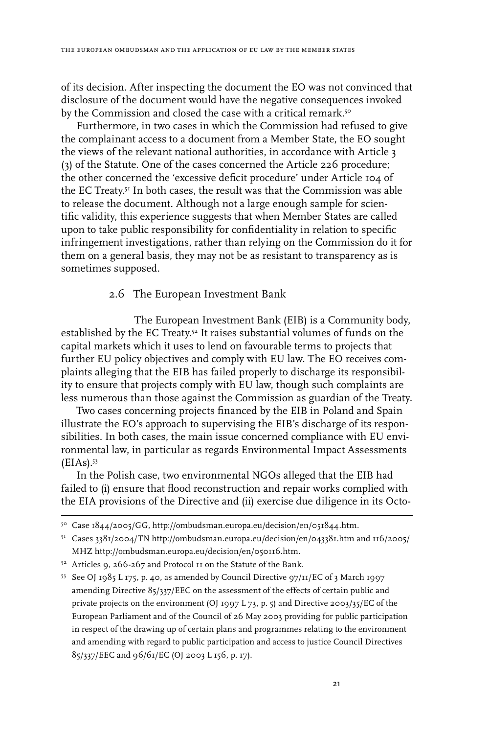of its decision. After inspecting the document the EO was not convinced that disclosure of the document would have the negative consequences invoked by the Commission and closed the case with a critical remark.[50]

Furthermore, in two cases in which the Commission had refused to give the complainant access to a document from a Member State, the EO sought the views of the relevant national authorities, in accordance with Article 3 (3) of the Statute. One of the cases concerned the Article 226 procedure; the other concerned the 'excessive deficit procedure' under Article 104 of the EC Treaty.[51] In both cases, the result was that the Commission was able to release the document. Although not a large enough sample for scientific validity, this experience suggests that when Member States are called upon to take public responsibility for confidentiality in relation to specific infringement investigations, rather than relying on the Commission do it for them on a general basis, they may not be as resistant to transparency as is sometimes supposed.

### 2.6 The European Investment Bank

The European Investment Bank (EIB) is a Community body, established by the EC Treaty.[52] It raises substantial volumes of funds on the capital markets which it uses to lend on favourable terms to projects that further EU policy objectives and comply with EU law. The EO receives complaints alleging that the EIB has failed properly to discharge its responsibility to ensure that projects comply with EU law, though such complaints are less numerous than those against the Commission as guardian of the Treaty.

Two cases concerning projects financed by the EIB in Poland and Spain illustrate the EO's approach to supervising the EIB's discharge of its responsibilities. In both cases, the main issue concerned compliance with EU environmental law, in particular as regards Environmental Impact Assessments (EIAs).[53]

In the Polish case, two environmental NGOs alleged that the EIB had failed to (i) ensure that flood reconstruction and repair works complied with the EIA provisions of the Directive and (ii) exercise due diligence in its Octo-

---

[50] Case 1844/2005/GG, http://ombudsman.europa.eu/decision/en/051844.htm.

[51] Cases 3381/2004/TN http://ombudsman.europa.eu/decision/en/043381.htm and 116/2005/MHZ http://ombudsman.europa.eu/decision/en/050116.htm.

[52] Articles 9, 266-267 and Protocol 11 on the Statute of the Bank.

[53] See OJ 1985 L 175, p. 40, as amended by Council Directive 97/11/EC of 3 March 1997 amending Directive 85/337/EEC on the assessment of the effects of certain public and private projects on the environment (OJ 1997 L 73, p. 5) and Directive 2003/35/EC of the European Parliament and of the Council of 26 May 2003 providing for public participation in respect of the drawing up of certain plans and programmes relating to the environment and amending with regard to public participation and access to justice Council Directives 85/337/EEC and 96/61/EC (OJ 2003 L 156, p. 17).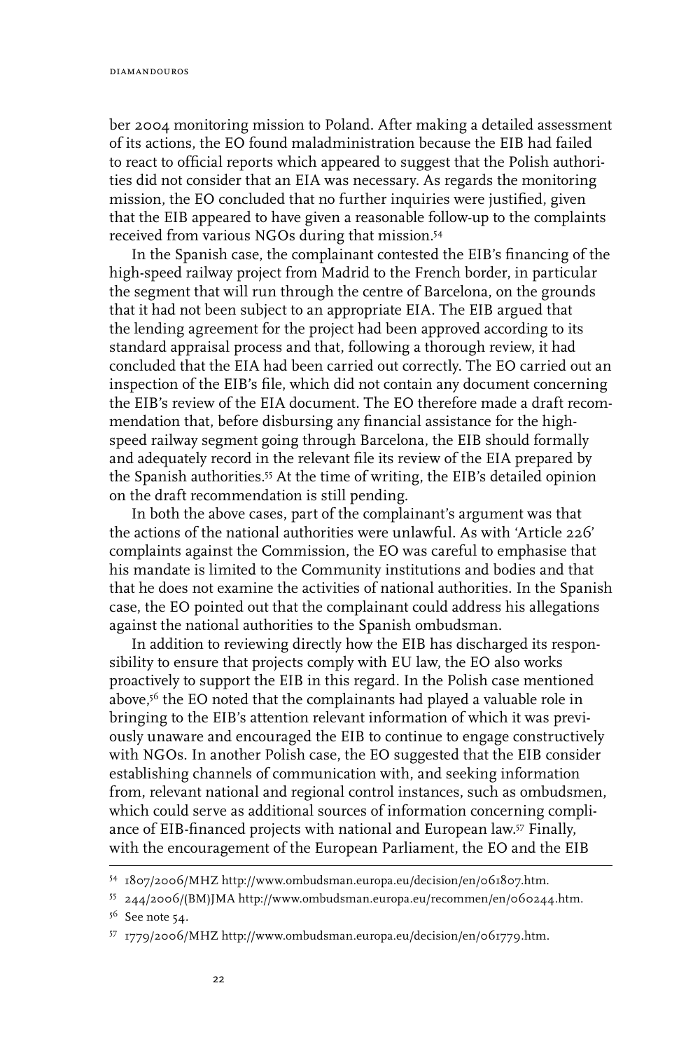ber 2004 monitoring mission to Poland. After making a detailed assessment of its actions, the EO found maladministration because the EIB had failed to react to official reports which appeared to suggest that the Polish authorities did not consider that an EIA was necessary. As regards the monitoring mission, the EO concluded that no further inquiries were justified, given that the EIB appeared to have given a reasonable follow-up to the complaints received from various NGOs during that mission.[54]

In the Spanish case, the complainant contested the EIB's financing of the high-speed railway project from Madrid to the French border, in particular the segment that will run through the centre of Barcelona, on the grounds that it had not been subject to an appropriate EIA. The EIB argued that the lending agreement for the project had been approved according to its standard appraisal process and that, following a thorough review, it had concluded that the EIA had been carried out correctly. The EO carried out an inspection of the EIB's file, which did not contain any document concerning the EIB's review of the EIA document. The EO therefore made a draft recommendation that, before disbursing any financial assistance for the high-speed railway segment going through Barcelona, the EIB should formally and adequately record in the relevant file its review of the EIA prepared by the Spanish authorities.[55] At the time of writing, the EIB's detailed opinion on the draft recommendation is still pending.

In both the above cases, part of the complainant's argument was that the actions of the national authorities were unlawful. As with 'Article 226' complaints against the Commission, the EO was careful to emphasise that his mandate is limited to the Community institutions and bodies and that that he does not examine the activities of national authorities. In the Spanish case, the EO pointed out that the complainant could address his allegations against the national authorities to the Spanish ombudsman.

In addition to reviewing directly how the EIB has discharged its responsibility to ensure that projects comply with EU law, the EO also works proactively to support the EIB in this regard. In the Polish case mentioned above,[56] the EO noted that the complainants had played a valuable role in bringing to the EIB's attention relevant information of which it was previously unaware and encouraged the EIB to continue to engage constructively with NGOs. In another Polish case, the EO suggested that the EIB consider establishing channels of communication with, and seeking information from, relevant national and regional control instances, such as ombudsmen, which could serve as additional sources of information concerning compliance of EIB-financed projects with national and European law.[57] Finally, with the encouragement of the European Parliament, the EO and the EIB

---

[54] 1807/2006/MHZ http://www.ombudsman.europa.eu/decision/en/061807.htm.

[55] 244/2006/(BM)JMA http://www.ombudsman.europa.eu/recommen/en/060244.htm.

[56] See note 54.

[57] 1779/2006/MHZ http://www.ombudsman.europa.eu/decision/en/061779.htm.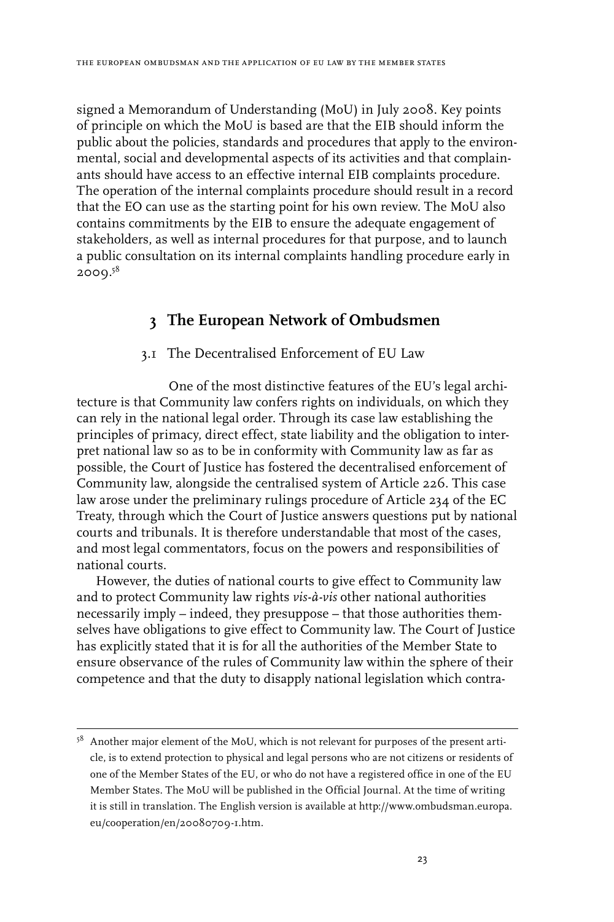signed a Memorandum of Understanding (MoU) in July 2008. Key points of principle on which the MoU is based are that the EIB should inform the public about the policies, standards and procedures that apply to the environmental, social and developmental aspects of its activities and that complainants should have access to an effective internal EIB complaints procedure. The operation of the internal complaints procedure should result in a record that the EO can use as the starting point for his own review. The MoU also contains commitments by the EIB to ensure the adequate engagement of stakeholders, as well as internal procedures for that purpose, and to launch a public consultation on its internal complaints handling procedure early in 2009.[58]

## 3 The European Network of Ombudsmen

### 3.1 The Decentralised Enforcement of EU Law

One of the most distinctive features of the EU's legal architecture is that Community law confers rights on individuals, on which they can rely in the national legal order. Through its case law establishing the principles of primacy, direct effect, state liability and the obligation to interpret national law so as to be in conformity with Community law as far as possible, the Court of Justice has fostered the decentralised enforcement of Community law, alongside the centralised system of Article 226. This case law arose under the preliminary rulings procedure of Article 234 of the EC Treaty, through which the Court of Justice answers questions put by national courts and tribunals. It is therefore understandable that most of the cases, and most legal commentators, focus on the powers and responsibilities of national courts.

However, the duties of national courts to give effect to Community law and to protect Community law rights *vis-à-vis* other national authorities necessarily imply – indeed, they presuppose – that those authorities themselves have obligations to give effect to Community law. The Court of Justice has explicitly stated that it is for all the authorities of the Member State to ensure observance of the rules of Community law within the sphere of their competence and that the duty to disapply national legislation which contra-

---

[58] Another major element of the MoU, which is not relevant for purposes of the present article, is to extend protection to physical and legal persons who are not citizens or residents of one of the Member States of the EU, or who do not have a registered office in one of the EU Member States. The MoU will be published in the Official Journal. At the time of writing it is still in translation. The English version is available at http://www.ombudsman.europa.eu/cooperation/en/20080709-1.htm.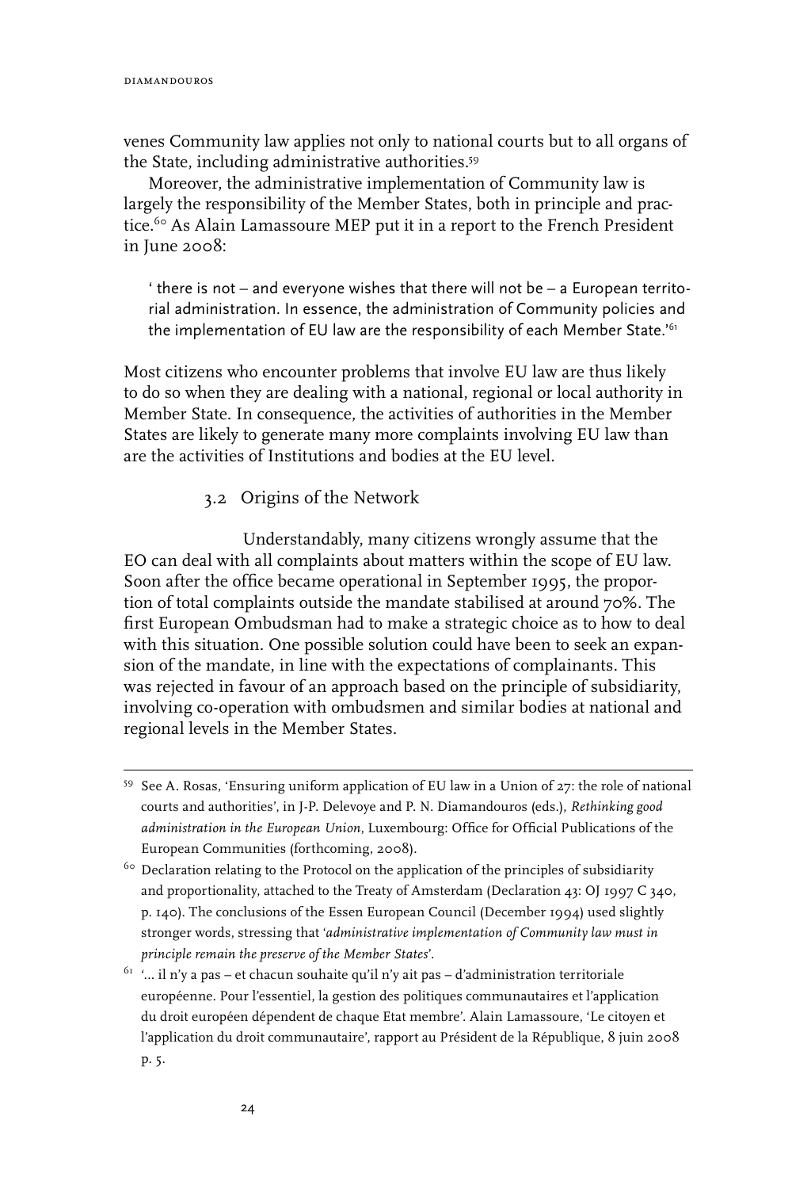venes Community law applies not only to national courts but to all organs of the State, including administrative authorities.[59]

Moreover, the administrative implementation of Community law is largely the responsibility of the Member States, both in principle and practice.[60] As Alain Lamassoure MEP put it in a report to the French President in June 2008:

> ' there is not – and everyone wishes that there will not be – a European territorial administration. In essence, the administration of Community policies and the implementation of EU law are the responsibility of each Member State.'[61]

Most citizens who encounter problems that involve EU law are thus likely to do so when they are dealing with a national, regional or local authority in Member State. In consequence, the activities of authorities in the Member States are likely to generate many more complaints involving EU law than are the activities of Institutions and bodies at the EU level.

### 3.2 Origins of the Network

Understandably, many citizens wrongly assume that the EO can deal with all complaints about matters within the scope of EU law. Soon after the office became operational in September 1995, the proportion of total complaints outside the mandate stabilised at around 70%. The first European Ombudsman had to make a strategic choice as to how to deal with this situation. One possible solution could have been to seek an expansion of the mandate, in line with the expectations of complainants. This was rejected in favour of an approach based on the principle of subsidiarity, involving co-operation with ombudsmen and similar bodies at national and regional levels in the Member States.

---

[59] See A. Rosas, 'Ensuring uniform application of EU law in a Union of 27: the role of national courts and authorities', in J-P. Delevoye and P. N. Diamandouros (eds.), *Rethinking good administration in the European Union*, Luxembourg: Office for Official Publications of the European Communities (forthcoming, 2008).

[60] Declaration relating to the Protocol on the application of the principles of subsidiarity and proportionality, attached to the Treaty of Amsterdam (Declaration 43: OJ 1997 C 340, p. 140). The conclusions of the Essen European Council (December 1994) used slightly stronger words, stressing that '*administrative implementation of Community law must in principle remain the preserve of the Member States*'.

[61] '... il n'y a pas – et chacun souhaite qu'il n'y ait pas – d'administration territoriale européenne. Pour l'essentiel, la gestion des politiques communautaires et l'application du droit européen dépendent de chaque Etat membre'. Alain Lamassoure, 'Le citoyen et l'application du droit communautaire', rapport au Président de la République, 8 juin 2008 p. 5.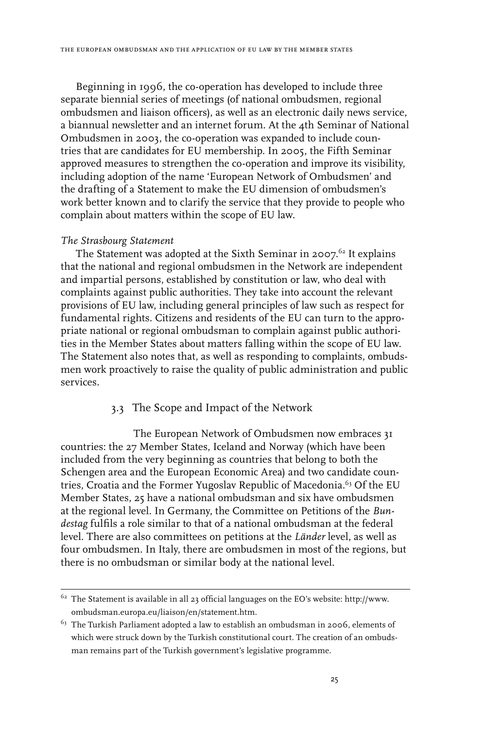Beginning in 1996, the co-operation has developed to include three separate biennial series of meetings (of national ombudsmen, regional ombudsmen and liaison officers), as well as an electronic daily news service, a biannual newsletter and an internet forum. At the 4th Seminar of National Ombudsmen in 2003, the co-operation was expanded to include countries that are candidates for EU membership. In 2005, the Fifth Seminar approved measures to strengthen the co-operation and improve its visibility, including adoption of the name 'European Network of Ombudsmen' and the drafting of a Statement to make the EU dimension of ombudsmen's work better known and to clarify the service that they provide to people who complain about matters within the scope of EU law.

*The Strasbourg Statement*

The Statement was adopted at the Sixth Seminar in 2007.[62] It explains that the national and regional ombudsmen in the Network are independent and impartial persons, established by constitution or law, who deal with complaints against public authorities. They take into account the relevant provisions of EU law, including general principles of law such as respect for fundamental rights. Citizens and residents of the EU can turn to the appropriate national or regional ombudsman to complain against public authorities in the Member States about matters falling within the scope of EU law. The Statement also notes that, as well as responding to complaints, ombudsmen work proactively to raise the quality of public administration and public services.

### 3.3 The Scope and Impact of the Network

The European Network of Ombudsmen now embraces 31 countries: the 27 Member States, Iceland and Norway (which have been included from the very beginning as countries that belong to both the Schengen area and the European Economic Area) and two candidate countries, Croatia and the Former Yugoslav Republic of Macedonia.[63] Of the EU Member States, 25 have a national ombudsman and six have ombudsmen at the regional level. In Germany, the Committee on Petitions of the *Bundestag* fulfils a role similar to that of a national ombudsman at the federal level. There are also committees on petitions at the *Länder* level, as well as four ombudsmen. In Italy, there are ombudsmen in most of the regions, but there is no ombudsman or similar body at the national level.

---

[62] The Statement is available in all 23 official languages on the EO's website: http://www.ombudsman.europa.eu/liaison/en/statement.htm.

[63] The Turkish Parliament adopted a law to establish an ombudsman in 2006, elements of which were struck down by the Turkish constitutional court. The creation of an ombudsman remains part of the Turkish government's legislative programme.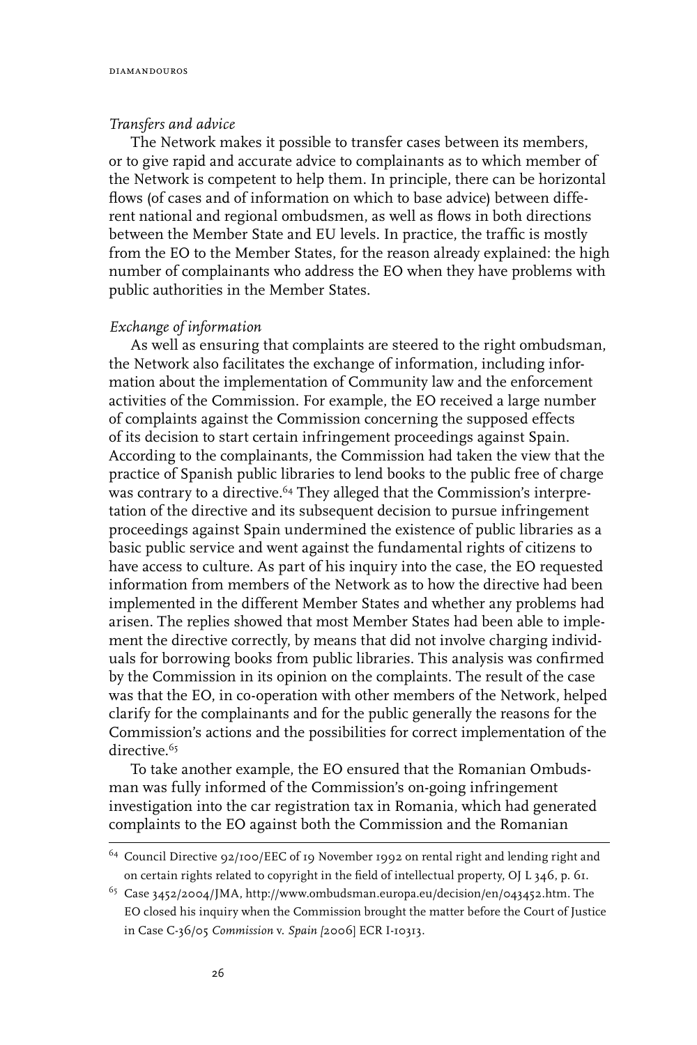*Transfers and advice*

The Network makes it possible to transfer cases between its members, or to give rapid and accurate advice to complainants as to which member of the Network is competent to help them. In principle, there can be horizontal flows (of cases and of information on which to base advice) between different national and regional ombudsmen, as well as flows in both directions between the Member State and EU levels. In practice, the traffic is mostly from the EO to the Member States, for the reason already explained: the high number of complainants who address the EO when they have problems with public authorities in the Member States.

*Exchange of information*

As well as ensuring that complaints are steered to the right ombudsman, the Network also facilitates the exchange of information, including information about the implementation of Community law and the enforcement activities of the Commission. For example, the EO received a large number of complaints against the Commission concerning the supposed effects of its decision to start certain infringement proceedings against Spain. According to the complainants, the Commission had taken the view that the practice of Spanish public libraries to lend books to the public free of charge was contrary to a directive.[64] They alleged that the Commission's interpretation of the directive and its subsequent decision to pursue infringement proceedings against Spain undermined the existence of public libraries as a basic public service and went against the fundamental rights of citizens to have access to culture. As part of his inquiry into the case, the EO requested information from members of the Network as to how the directive had been implemented in the different Member States and whether any problems had arisen. The replies showed that most Member States had been able to implement the directive correctly, by means that did not involve charging individuals for borrowing books from public libraries. This analysis was confirmed by the Commission in its opinion on the complaints. The result of the case was that the EO, in co-operation with other members of the Network, helped clarify for the complainants and for the public generally the reasons for the Commission's actions and the possibilities for correct implementation of the directive.[65]

To take another example, the EO ensured that the Romanian Ombudsman was fully informed of the Commission's on-going infringement investigation into the car registration tax in Romania, which had generated complaints to the EO against both the Commission and the Romanian

---

[64] Council Directive 92/100/EEC of 19 November 1992 on rental right and lending right and on certain rights related to copyright in the field of intellectual property, OJ L 346, p. 61.

[65] Case 3452/2004/JMA, http://www.ombudsman.europa.eu/decision/en/043452.htm. The EO closed his inquiry when the Commission brought the matter before the Court of Justice in Case C-36/05 *Commission* v. *Spain* [2006] ECR I-10313.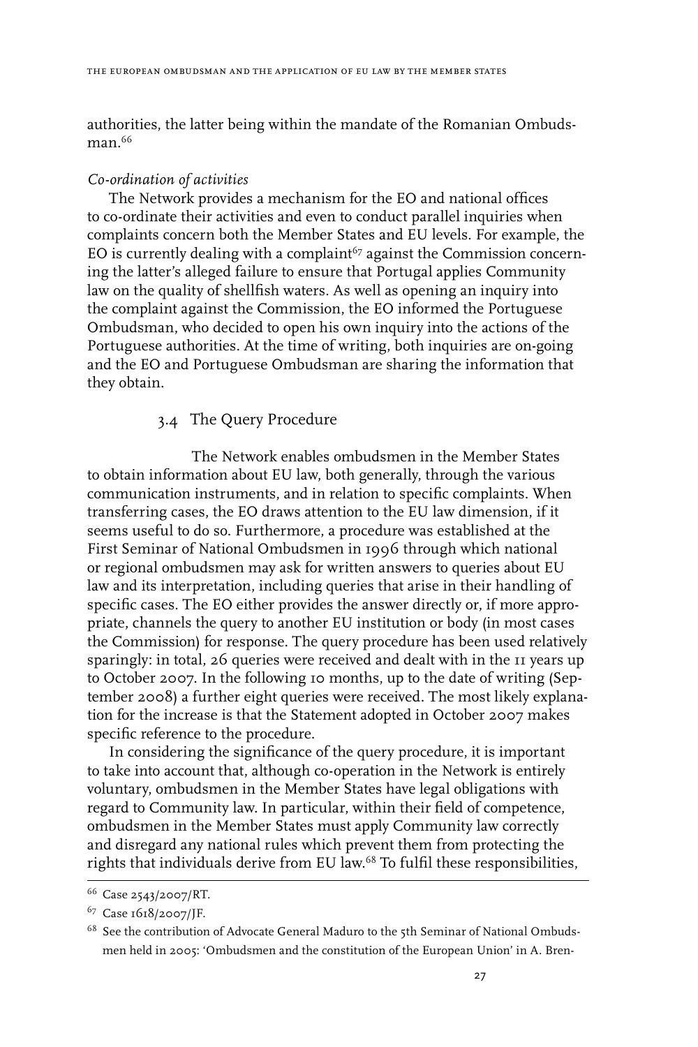authorities, the latter being within the mandate of the Romanian Ombudsman.[66]

*Co-ordination of activities*

The Network provides a mechanism for the EO and national offices to co-ordinate their activities and even to conduct parallel inquiries when complaints concern both the Member States and EU levels. For example, the EO is currently dealing with a complaint[67] against the Commission concerning the latter's alleged failure to ensure that Portugal applies Community law on the quality of shellfish waters. As well as opening an inquiry into the complaint against the Commission, the EO informed the Portuguese Ombudsman, who decided to open his own inquiry into the actions of the Portuguese authorities. At the time of writing, both inquiries are on-going and the EO and Portuguese Ombudsman are sharing the information that they obtain.

### 3.4 The Query Procedure

The Network enables ombudsmen in the Member States to obtain information about EU law, both generally, through the various communication instruments, and in relation to specific complaints. When transferring cases, the EO draws attention to the EU law dimension, if it seems useful to do so. Furthermore, a procedure was established at the First Seminar of National Ombudsmen in 1996 through which national or regional ombudsmen may ask for written answers to queries about EU law and its interpretation, including queries that arise in their handling of specific cases. The EO either provides the answer directly or, if more appropriate, channels the query to another EU institution or body (in most cases the Commission) for response. The query procedure has been used relatively sparingly: in total, 26 queries were received and dealt with in the 11 years up to October 2007. In the following 10 months, up to the date of writing (September 2008) a further eight queries were received. The most likely explanation for the increase is that the Statement adopted in October 2007 makes specific reference to the procedure.

In considering the significance of the query procedure, it is important to take into account that, although co-operation in the Network is entirely voluntary, ombudsmen in the Member States have legal obligations with regard to Community law. In particular, within their field of competence, ombudsmen in the Member States must apply Community law correctly and disregard any national rules which prevent them from protecting the rights that individuals derive from EU law.[68] To fulfil these responsibilities,

---

[66] Case 2543/2007/RT.

[67] Case 1618/2007/JF.

[68] See the contribution of Advocate General Maduro to the 5th Seminar of National Ombudsmen held in 2005: 'Ombudsmen and the constitution of the European Union' in A. Bren-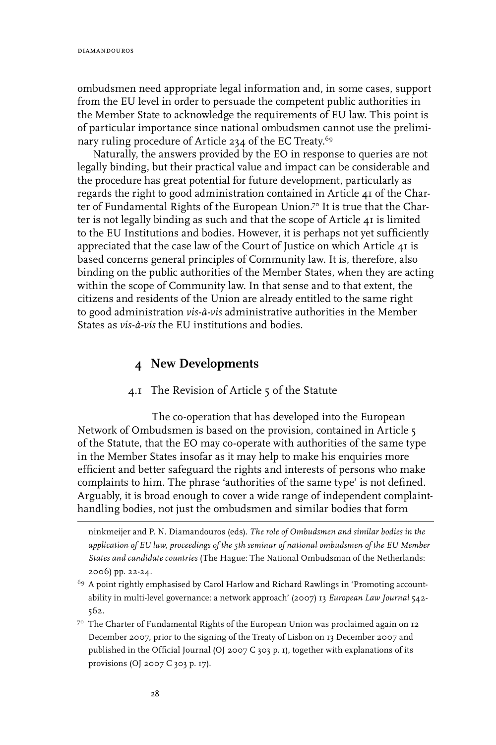ombudsmen need appropriate legal information and, in some cases, support from the EU level in order to persuade the competent public authorities in the Member State to acknowledge the requirements of EU law. This point is of particular importance since national ombudsmen cannot use the preliminary ruling procedure of Article 234 of the EC Treaty.[69]

Naturally, the answers provided by the EO in response to queries are not legally binding, but their practical value and impact can be considerable and the procedure has great potential for future development, particularly as regards the right to good administration contained in Article 41 of the Charter of Fundamental Rights of the European Union.[70] It is true that the Charter is not legally binding as such and that the scope of Article 41 is limited to the EU Institutions and bodies. However, it is perhaps not yet sufficiently appreciated that the case law of the Court of Justice on which Article 41 is based concerns general principles of Community law. It is, therefore, also binding on the public authorities of the Member States, when they are acting within the scope of Community law. In that sense and to that extent, the citizens and residents of the Union are already entitled to the same right to good administration *vis-à-vis* administrative authorities in the Member States as *vis-à-vis* the EU institutions and bodies.

## 4 New Developments

### 4.1 The Revision of Article 5 of the Statute

The co-operation that has developed into the European Network of Ombudsmen is based on the provision, contained in Article 5 of the Statute, that the EO may co-operate with authorities of the same type in the Member States insofar as it may help to make his enquiries more efficient and better safeguard the rights and interests of persons who make complaints to him. The phrase 'authorities of the same type' is not defined. Arguably, it is broad enough to cover a wide range of independent complaint-handling bodies, not just the ombudsmen and similar bodies that form

---

ninkmeijer and P. N. Diamandouros (eds). *The role of Ombudsmen and similar bodies in the application of EU law, proceedings of the 5th seminar of national ombudsmen of the EU Member States and candidate countries* (The Hague: The National Ombudsman of the Netherlands: 2006) pp. 22-24.

[69] A point rightly emphasised by Carol Harlow and Richard Rawlings in 'Promoting accountability in multi-level governance: a network approach' (2007) 13 *European Law Journal* 542-562.

[70] The Charter of Fundamental Rights of the European Union was proclaimed again on 12 December 2007, prior to the signing of the Treaty of Lisbon on 13 December 2007 and published in the Official Journal (OJ 2007 C 303 p. 1), together with explanations of its provisions (OJ 2007 C 303 p. 17).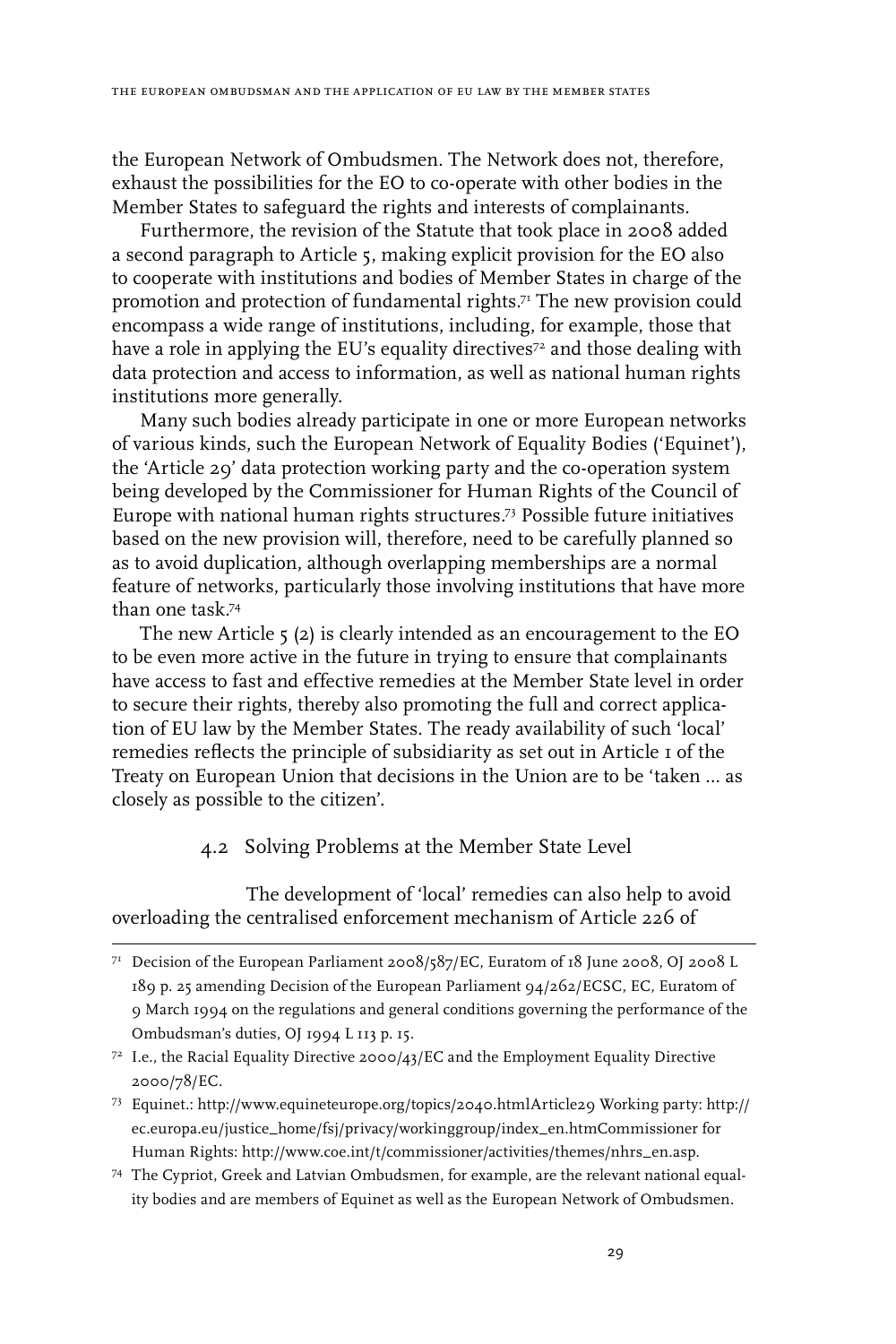the European Network of Ombudsmen. The Network does not, therefore, exhaust the possibilities for the EO to co-operate with other bodies in the Member States to safeguard the rights and interests of complainants.

Furthermore, the revision of the Statute that took place in 2008 added a second paragraph to Article 5, making explicit provision for the EO also to cooperate with institutions and bodies of Member States in charge of the promotion and protection of fundamental rights.[71] The new provision could encompass a wide range of institutions, including, for example, those that have a role in applying the EU's equality directives[72] and those dealing with data protection and access to information, as well as national human rights institutions more generally.

Many such bodies already participate in one or more European networks of various kinds, such the European Network of Equality Bodies ('Equinet'), the 'Article 29' data protection working party and the co-operation system being developed by the Commissioner for Human Rights of the Council of Europe with national human rights structures.[73] Possible future initiatives based on the new provision will, therefore, need to be carefully planned so as to avoid duplication, although overlapping memberships are a normal feature of networks, particularly those involving institutions that have more than one task.[74]

The new Article 5 (2) is clearly intended as an encouragement to the EO to be even more active in the future in trying to ensure that complainants have access to fast and effective remedies at the Member State level in order to secure their rights, thereby also promoting the full and correct application of EU law by the Member States. The ready availability of such 'local' remedies reflects the principle of subsidiarity as set out in Article 1 of the Treaty on European Union that decisions in the Union are to be 'taken ... as closely as possible to the citizen'.

### 4.2 Solving Problems at the Member State Level

The development of 'local' remedies can also help to avoid overloading the centralised enforcement mechanism of Article 226 of

---

[71] Decision of the European Parliament 2008/587/EC, Euratom of 18 June 2008, OJ 2008 L 189 p. 25 amending Decision of the European Parliament 94/262/ECSC, EC, Euratom of 9 March 1994 on the regulations and general conditions governing the performance of the Ombudsman's duties, OJ 1994 L 113 p. 15.

[72] I.e., the Racial Equality Directive 2000/43/EC and the Employment Equality Directive 2000/78/EC.

[73] Equinet.: http://www.equineteurope.org/topics/2040.htmlArticle29 Working party: http://ec.europa.eu/justice_home/fsj/privacy/workinggroup/index_en.htmCommissioner for Human Rights: http://www.coe.int/t/commissioner/activities/themes/nhrs_en.asp.

[74] The Cypriot, Greek and Latvian Ombudsmen, for example, are the relevant national equality bodies and are members of Equinet as well as the European Network of Ombudsmen.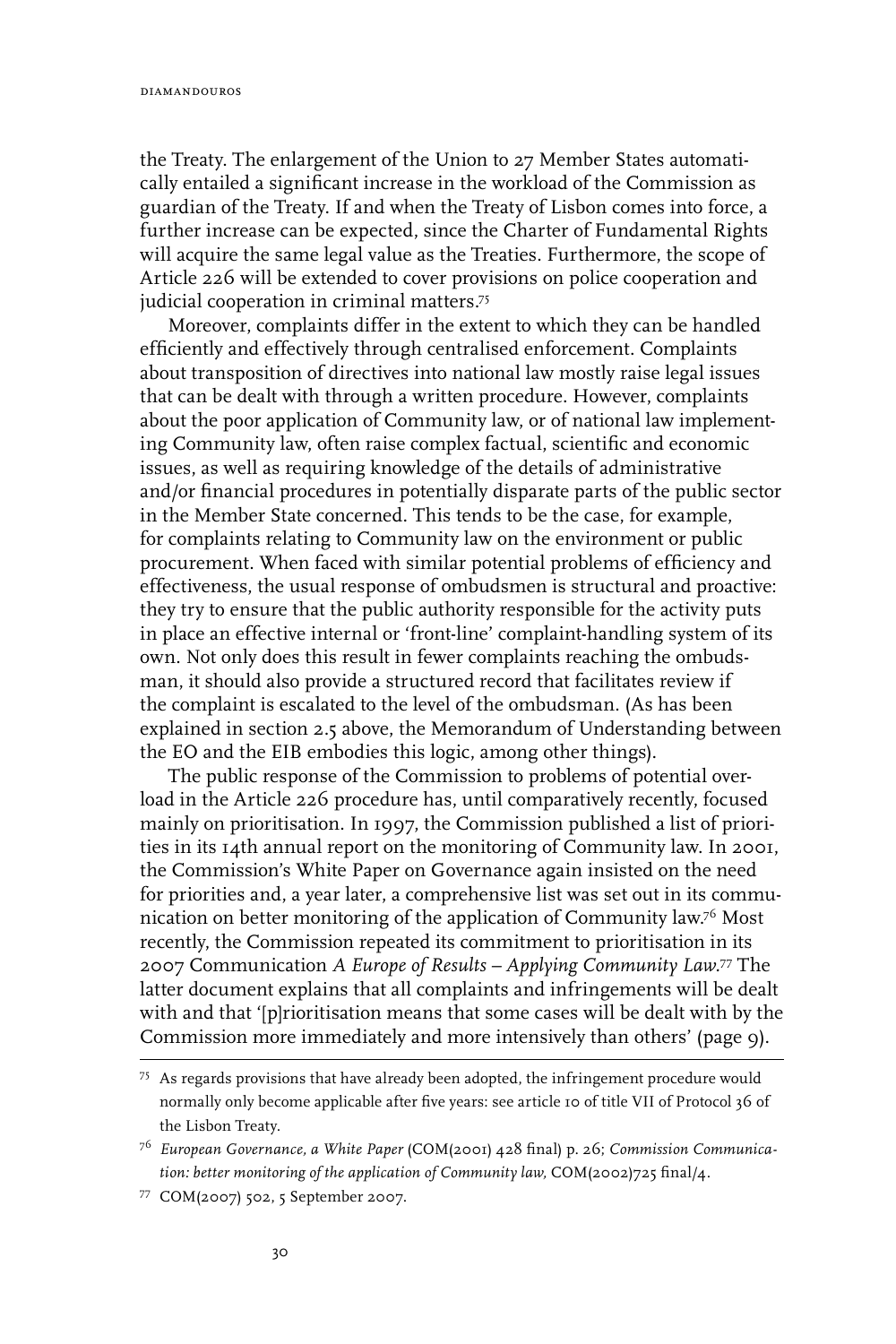the Treaty. The enlargement of the Union to 27 Member States automatically entailed a significant increase in the workload of the Commission as guardian of the Treaty. If and when the Treaty of Lisbon comes into force, a further increase can be expected, since the Charter of Fundamental Rights will acquire the same legal value as the Treaties. Furthermore, the scope of Article 226 will be extended to cover provisions on police cooperation and judicial cooperation in criminal matters.[75]

Moreover, complaints differ in the extent to which they can be handled efficiently and effectively through centralised enforcement. Complaints about transposition of directives into national law mostly raise legal issues that can be dealt with through a written procedure. However, complaints about the poor application of Community law, or of national law implementing Community law, often raise complex factual, scientific and economic issues, as well as requiring knowledge of the details of administrative and/or financial procedures in potentially disparate parts of the public sector in the Member State concerned. This tends to be the case, for example, for complaints relating to Community law on the environment or public procurement. When faced with similar potential problems of efficiency and effectiveness, the usual response of ombudsmen is structural and proactive: they try to ensure that the public authority responsible for the activity puts in place an effective internal or 'front-line' complaint-handling system of its own. Not only does this result in fewer complaints reaching the ombudsman, it should also provide a structured record that facilitates review if the complaint is escalated to the level of the ombudsman. (As has been explained in section 2.5 above, the Memorandum of Understanding between the EO and the EIB embodies this logic, among other things).

The public response of the Commission to problems of potential overload in the Article 226 procedure has, until comparatively recently, focused mainly on prioritisation. In 1997, the Commission published a list of priorities in its 14th annual report on the monitoring of Community law. In 2001, the Commission's White Paper on Governance again insisted on the need for priorities and, a year later, a comprehensive list was set out in its communication on better monitoring of the application of Community law.[76] Most recently, the Commission repeated its commitment to prioritisation in its 2007 Communication *A Europe of Results – Applying Community Law*.[77] The latter document explains that all complaints and infringements will be dealt with and that '[p]rioritisation means that some cases will be dealt with by the Commission more immediately and more intensively than others' (page 9).

---

[75] As regards provisions that have already been adopted, the infringement procedure would normally only become applicable after five years: see article 10 of title VII of Protocol 36 of the Lisbon Treaty.

[76] *European Governance, a White Paper* (COM(2001) 428 final) p. 26; *Commission Communication: better monitoring of the application of Community law,* COM(2002)725 final/4.

[77] COM(2007) 502, 5 September 2007.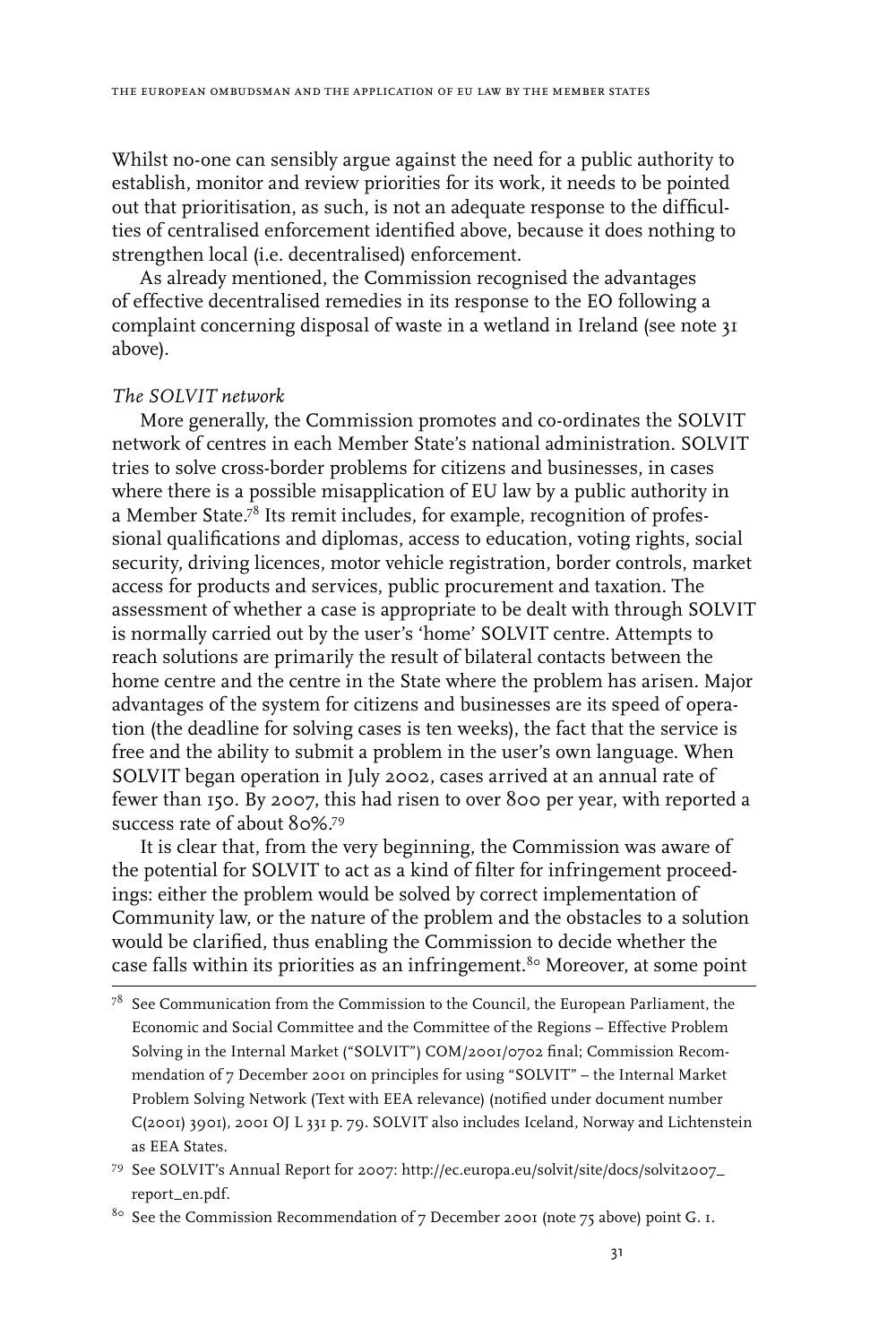Whilst no-one can sensibly argue against the need for a public authority to establish, monitor and review priorities for its work, it needs to be pointed out that prioritisation, as such, is not an adequate response to the difficulties of centralised enforcement identified above, because it does nothing to strengthen local (i.e. decentralised) enforcement.

As already mentioned, the Commission recognised the advantages of effective decentralised remedies in its response to the EO following a complaint concerning disposal of waste in a wetland in Ireland (see note 31 above).

*The SOLVIT network*

More generally, the Commission promotes and co-ordinates the SOLVIT network of centres in each Member State's national administration. SOLVIT tries to solve cross-border problems for citizens and businesses, in cases where there is a possible misapplication of EU law by a public authority in a Member State.[78] Its remit includes, for example, recognition of professional qualifications and diplomas, access to education, voting rights, social security, driving licences, motor vehicle registration, border controls, market access for products and services, public procurement and taxation. The assessment of whether a case is appropriate to be dealt with through SOLVIT is normally carried out by the user's 'home' SOLVIT centre. Attempts to reach solutions are primarily the result of bilateral contacts between the home centre and the centre in the State where the problem has arisen. Major advantages of the system for citizens and businesses are its speed of operation (the deadline for solving cases is ten weeks), the fact that the service is free and the ability to submit a problem in the user's own language. When SOLVIT began operation in July 2002, cases arrived at an annual rate of fewer than 150. By 2007, this had risen to over 800 per year, with reported a success rate of about 80%.[79]

It is clear that, from the very beginning, the Commission was aware of the potential for SOLVIT to act as a kind of filter for infringement proceedings: either the problem would be solved by correct implementation of Community law, or the nature of the problem and the obstacles to a solution would be clarified, thus enabling the Commission to decide whether the case falls within its priorities as an infringement.[80] Moreover, at some point

---

[78] See Communication from the Commission to the Council, the European Parliament, the Economic and Social Committee and the Committee of the Regions – Effective Problem Solving in the Internal Market ("SOLVIT") COM/2001/0702 final; Commission Recommendation of 7 December 2001 on principles for using "SOLVIT" – the Internal Market Problem Solving Network (Text with EEA relevance) (notified under document number C(2001) 3901), 2001 OJ L 331 p. 79. SOLVIT also includes Iceland, Norway and Lichtenstein as EEA States.

[79] See SOLVIT's Annual Report for 2007: http://ec.europa.eu/solvit/site/docs/solvit2007_report_en.pdf.

[80] See the Commission Recommendation of 7 December 2001 (note 75 above) point G. 1.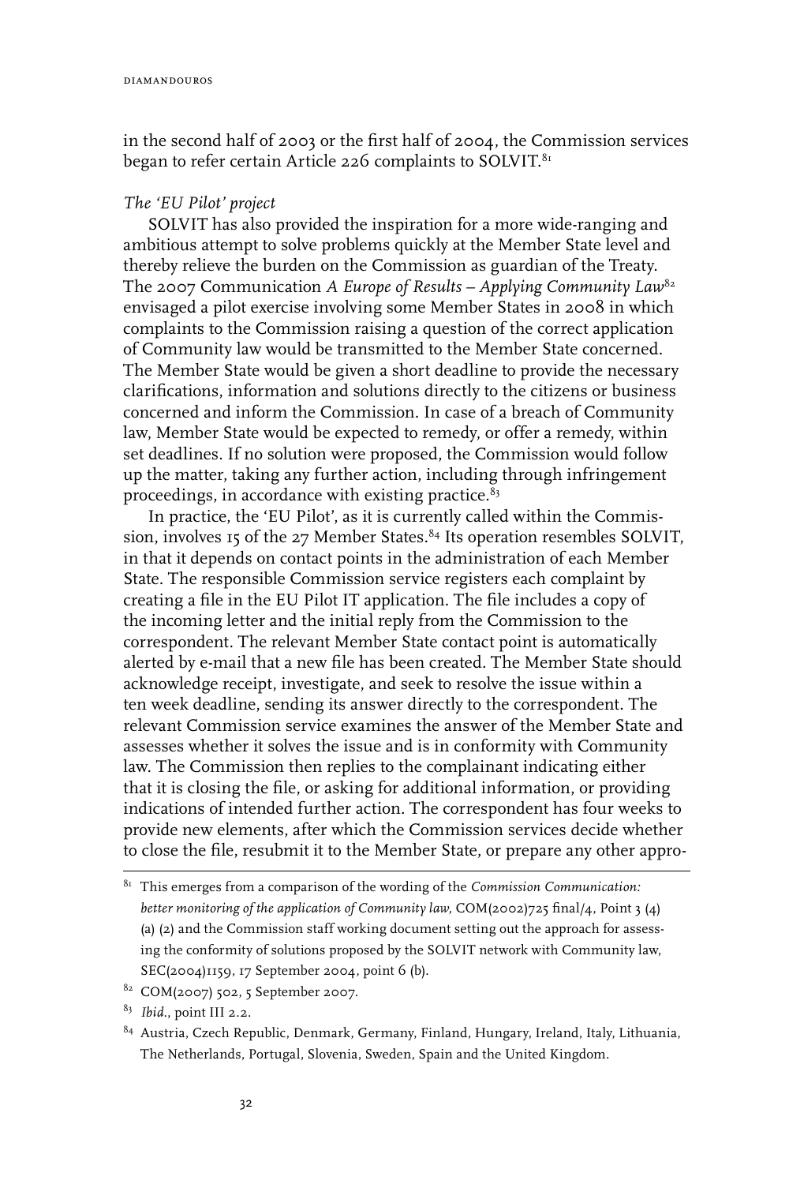in the second half of 2003 or the first half of 2004, the Commission services began to refer certain Article 226 complaints to SOLVIT.[81]

*The 'EU Pilot' project*

SOLVIT has also provided the inspiration for a more wide-ranging and ambitious attempt to solve problems quickly at the Member State level and thereby relieve the burden on the Commission as guardian of the Treaty. The 2007 Communication *A Europe of Results – Applying Community Law*[82] envisaged a pilot exercise involving some Member States in 2008 in which complaints to the Commission raising a question of the correct application of Community law would be transmitted to the Member State concerned. The Member State would be given a short deadline to provide the necessary clarifications, information and solutions directly to the citizens or business concerned and inform the Commission. In case of a breach of Community law, Member State would be expected to remedy, or offer a remedy, within set deadlines. If no solution were proposed, the Commission would follow up the matter, taking any further action, including through infringement proceedings, in accordance with existing practice.[83]

In practice, the 'EU Pilot', as it is currently called within the Commission, involves 15 of the 27 Member States.[84] Its operation resembles SOLVIT, in that it depends on contact points in the administration of each Member State. The responsible Commission service registers each complaint by creating a file in the EU Pilot IT application. The file includes a copy of the incoming letter and the initial reply from the Commission to the correspondent. The relevant Member State contact point is automatically alerted by e-mail that a new file has been created. The Member State should acknowledge receipt, investigate, and seek to resolve the issue within a ten week deadline, sending its answer directly to the correspondent. The relevant Commission service examines the answer of the Member State and assesses whether it solves the issue and is in conformity with Community law. The Commission then replies to the complainant indicating either that it is closing the file, or asking for additional information, or providing indications of intended further action. The correspondent has four weeks to provide new elements, after which the Commission services decide whether to close the file, resubmit it to the Member State, or prepare any other appro-

---

[81] This emerges from a comparison of the wording of the *Commission Communication: better monitoring of the application of Community law,* COM(2002)725 final/4, Point 3 (4) (a) (2) and the Commission staff working document setting out the approach for assessing the conformity of solutions proposed by the SOLVIT network with Community law, SEC(2004)1159, 17 September 2004, point 6 (b).

[82] COM(2007) 502, 5 September 2007.

[83] *Ibid.*, point III 2.2.

[84] Austria, Czech Republic, Denmark, Germany, Finland, Hungary, Ireland, Italy, Lithuania, The Netherlands, Portugal, Slovenia, Sweden, Spain and the United Kingdom.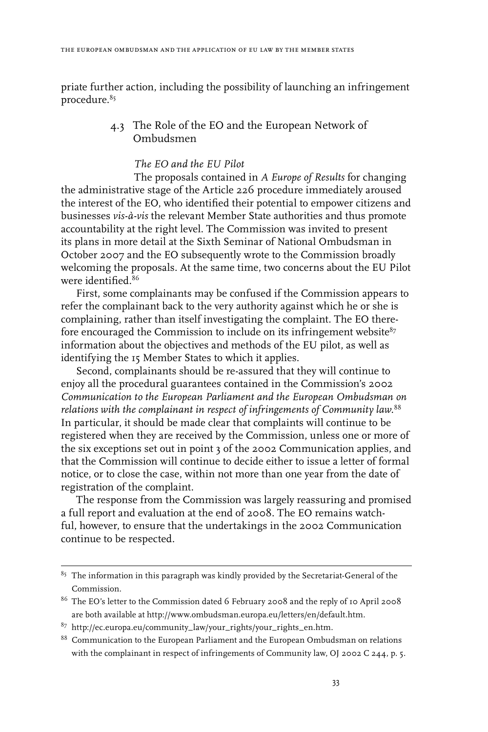priate further action, including the possibility of launching an infringement procedure.[85]

### 4.3 The Role of the EO and the European Network of Ombudsmen

*The EO and the EU Pilot*

The proposals contained in *A Europe of Results* for changing the administrative stage of the Article 226 procedure immediately aroused the interest of the EO, who identified their potential to empower citizens and businesses *vis-à-vis* the relevant Member State authorities and thus promote accountability at the right level. The Commission was invited to present its plans in more detail at the Sixth Seminar of National Ombudsman in October 2007 and the EO subsequently wrote to the Commission broadly welcoming the proposals. At the same time, two concerns about the EU Pilot were identified.[86]

First, some complainants may be confused if the Commission appears to refer the complainant back to the very authority against which he or she is complaining, rather than itself investigating the complaint. The EO therefore encouraged the Commission to include on its infringement website[87] information about the objectives and methods of the EU pilot, as well as identifying the 15 Member States to which it applies.

Second, complainants should be re-assured that they will continue to enjoy all the procedural guarantees contained in the Commission's 2002 *Communication to the European Parliament and the European Ombudsman on relations with the complainant in respect of infringements of Community law*.[88] In particular, it should be made clear that complaints will continue to be registered when they are received by the Commission, unless one or more of the six exceptions set out in point 3 of the 2002 Communication applies, and that the Commission will continue to decide either to issue a letter of formal notice, or to close the case, within not more than one year from the date of registration of the complaint.

The response from the Commission was largely reassuring and promised a full report and evaluation at the end of 2008. The EO remains watchful, however, to ensure that the undertakings in the 2002 Communication continue to be respected.

---

[85] The information in this paragraph was kindly provided by the Secretariat-General of the Commission.

[86] The EO's letter to the Commission dated 6 February 2008 and the reply of 10 April 2008 are both available at http://www.ombudsman.europa.eu/letters/en/default.htm.

[87] http://ec.europa.eu/community_law/your_rights/your_rights_en.htm.

[88] Communication to the European Parliament and the European Ombudsman on relations with the complainant in respect of infringements of Community law, OJ 2002 C 244, p. 5.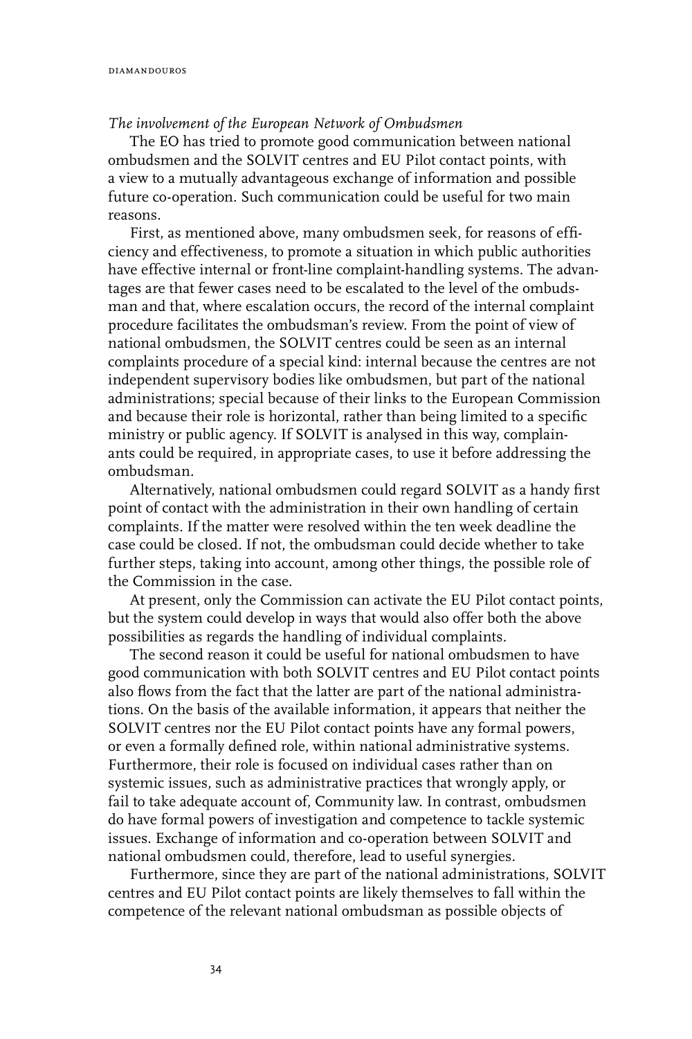*The involvement of the European Network of Ombudsmen*

The EO has tried to promote good communication between national ombudsmen and the SOLVIT centres and EU Pilot contact points, with a view to a mutually advantageous exchange of information and possible future co-operation. Such communication could be useful for two main reasons.

First, as mentioned above, many ombudsmen seek, for reasons of efficiency and effectiveness, to promote a situation in which public authorities have effective internal or front-line complaint-handling systems. The advantages are that fewer cases need to be escalated to the level of the ombudsman and that, where escalation occurs, the record of the internal complaint procedure facilitates the ombudsman's review. From the point of view of national ombudsmen, the SOLVIT centres could be seen as an internal complaints procedure of a special kind: internal because the centres are not independent supervisory bodies like ombudsmen, but part of the national administrations; special because of their links to the European Commission and because their role is horizontal, rather than being limited to a specific ministry or public agency. If SOLVIT is analysed in this way, complainants could be required, in appropriate cases, to use it before addressing the ombudsman.

Alternatively, national ombudsmen could regard SOLVIT as a handy first point of contact with the administration in their own handling of certain complaints. If the matter were resolved within the ten week deadline the case could be closed. If not, the ombudsman could decide whether to take further steps, taking into account, among other things, the possible role of the Commission in the case.

At present, only the Commission can activate the EU Pilot contact points, but the system could develop in ways that would also offer both the above possibilities as regards the handling of individual complaints.

The second reason it could be useful for national ombudsmen to have good communication with both SOLVIT centres and EU Pilot contact points also flows from the fact that the latter are part of the national administrations. On the basis of the available information, it appears that neither the SOLVIT centres nor the EU Pilot contact points have any formal powers, or even a formally defined role, within national administrative systems. Furthermore, their role is focused on individual cases rather than on systemic issues, such as administrative practices that wrongly apply, or fail to take adequate account of, Community law. In contrast, ombudsmen do have formal powers of investigation and competence to tackle systemic issues. Exchange of information and co-operation between SOLVIT and national ombudsmen could, therefore, lead to useful synergies.

Furthermore, since they are part of the national administrations, SOLVIT centres and EU Pilot contact points are likely themselves to fall within the competence of the relevant national ombudsman as possible objects of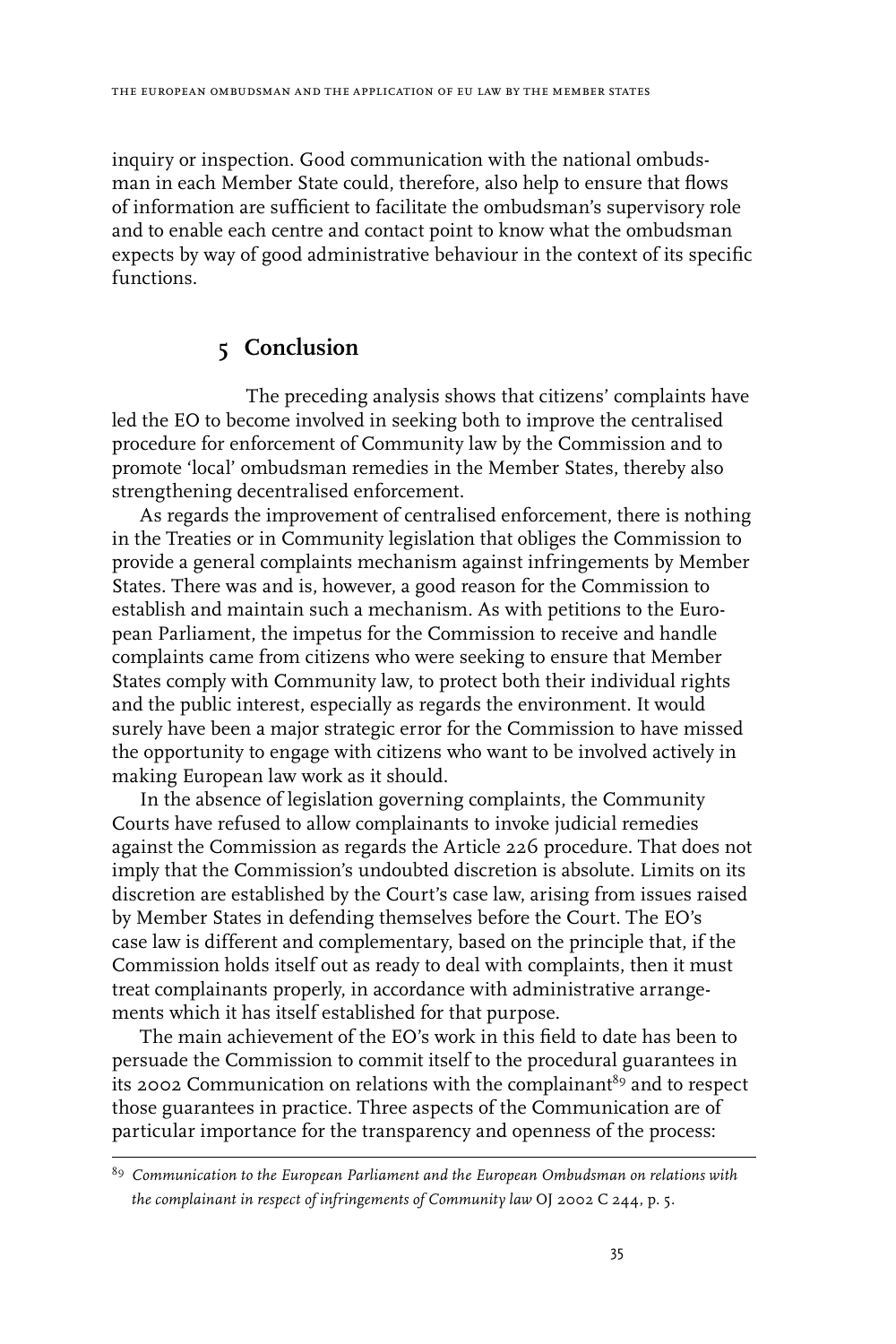inquiry or inspection. Good communication with the national ombudsman in each Member State could, therefore, also help to ensure that flows of information are sufficient to facilitate the ombudsman's supervisory role and to enable each centre and contact point to know what the ombudsman expects by way of good administrative behaviour in the context of its specific functions.

## 5 Conclusion

The preceding analysis shows that citizens' complaints have led the EO to become involved in seeking both to improve the centralised procedure for enforcement of Community law by the Commission and to promote 'local' ombudsman remedies in the Member States, thereby also strengthening decentralised enforcement.

As regards the improvement of centralised enforcement, there is nothing in the Treaties or in Community legislation that obliges the Commission to provide a general complaints mechanism against infringements by Member States. There was and is, however, a good reason for the Commission to establish and maintain such a mechanism. As with petitions to the European Parliament, the impetus for the Commission to receive and handle complaints came from citizens who were seeking to ensure that Member States comply with Community law, to protect both their individual rights and the public interest, especially as regards the environment. It would surely have been a major strategic error for the Commission to have missed the opportunity to engage with citizens who want to be involved actively in making European law work as it should.

In the absence of legislation governing complaints, the Community Courts have refused to allow complainants to invoke judicial remedies against the Commission as regards the Article 226 procedure. That does not imply that the Commission's undoubted discretion is absolute. Limits on its discretion are established by the Court's case law, arising from issues raised by Member States in defending themselves before the Court. The EO's case law is different and complementary, based on the principle that, if the Commission holds itself out as ready to deal with complaints, then it must treat complainants properly, in accordance with administrative arrangements which it has itself established for that purpose.

The main achievement of the EO's work in this field to date has been to persuade the Commission to commit itself to the procedural guarantees in its 2002 Communication on relations with the complainant[89] and to respect those guarantees in practice. Three aspects of the Communication are of particular importance for the transparency and openness of the process:

[89] *Communication to the European Parliament and the European Ombudsman on relations with the complainant in respect of infringements of Community law* OJ 2002 C 244, p. 5.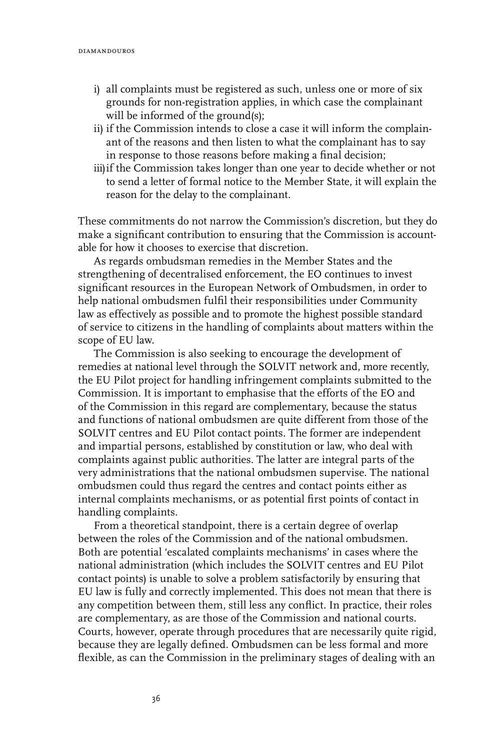i) all complaints must be registered as such, unless one or more of six grounds for non-registration applies, in which case the complainant will be informed of the ground(s);
ii) if the Commission intends to close a case it will inform the complainant of the reasons and then listen to what the complainant has to say in response to those reasons before making a final decision;
iii) if the Commission takes longer than one year to decide whether or not to send a letter of formal notice to the Member State, it will explain the reason for the delay to the complainant.

These commitments do not narrow the Commission's discretion, but they do make a significant contribution to ensuring that the Commission is accountable for how it chooses to exercise that discretion.

As regards ombudsman remedies in the Member States and the strengthening of decentralised enforcement, the EO continues to invest significant resources in the European Network of Ombudsmen, in order to help national ombudsmen fulfil their responsibilities under Community law as effectively as possible and to promote the highest possible standard of service to citizens in the handling of complaints about matters within the scope of EU law.

The Commission is also seeking to encourage the development of remedies at national level through the SOLVIT network and, more recently, the EU Pilot project for handling infringement complaints submitted to the Commission. It is important to emphasise that the efforts of the EO and of the Commission in this regard are complementary, because the status and functions of national ombudsmen are quite different from those of the SOLVIT centres and EU Pilot contact points. The former are independent and impartial persons, established by constitution or law, who deal with complaints against public authorities. The latter are integral parts of the very administrations that the national ombudsmen supervise. The national ombudsmen could thus regard the centres and contact points either as internal complaints mechanisms, or as potential first points of contact in handling complaints.

From a theoretical standpoint, there is a certain degree of overlap between the roles of the Commission and of the national ombudsmen. Both are potential 'escalated complaints mechanisms' in cases where the national administration (which includes the SOLVIT centres and EU Pilot contact points) is unable to solve a problem satisfactorily by ensuring that EU law is fully and correctly implemented. This does not mean that there is any competition between them, still less any conflict. In practice, their roles are complementary, as are those of the Commission and national courts. Courts, however, operate through procedures that are necessarily quite rigid, because they are legally defined. Ombudsmen can be less formal and more flexible, as can the Commission in the preliminary stages of dealing with an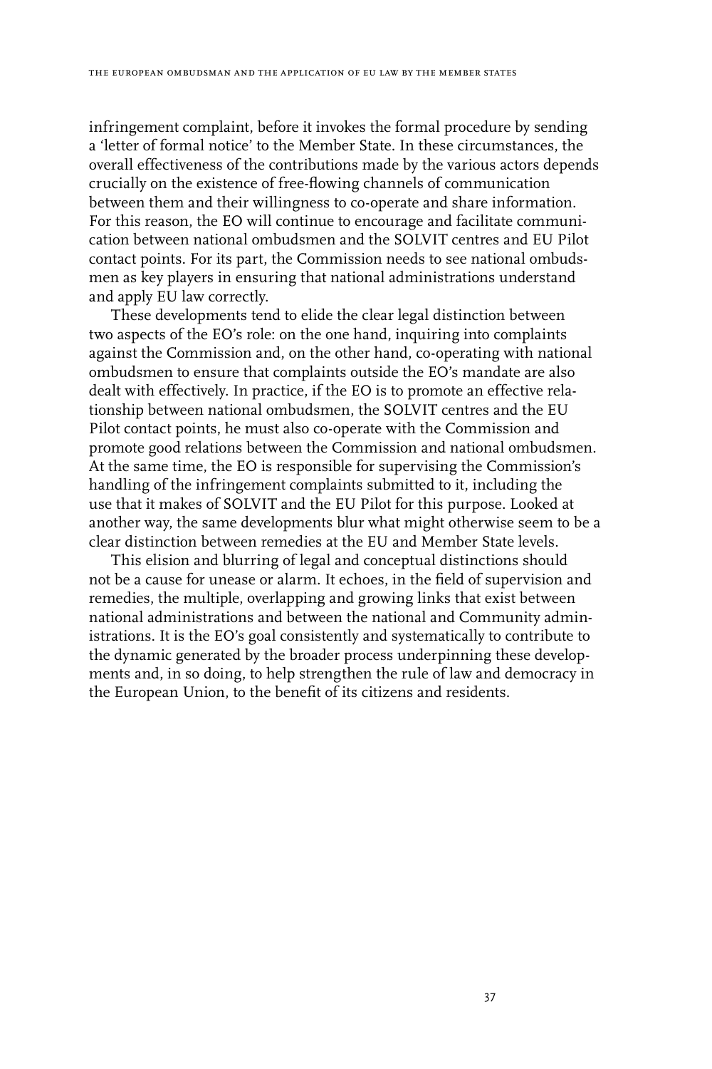infringement complaint, before it invokes the formal procedure by sending a 'letter of formal notice' to the Member State. In these circumstances, the overall effectiveness of the contributions made by the various actors depends crucially on the existence of free-flowing channels of communication between them and their willingness to co-operate and share information. For this reason, the EO will continue to encourage and facilitate communication between national ombudsmen and the SOLVIT centres and EU Pilot contact points. For its part, the Commission needs to see national ombudsmen as key players in ensuring that national administrations understand and apply EU law correctly.

These developments tend to elide the clear legal distinction between two aspects of the EO's role: on the one hand, inquiring into complaints against the Commission and, on the other hand, co-operating with national ombudsmen to ensure that complaints outside the EO's mandate are also dealt with effectively. In practice, if the EO is to promote an effective relationship between national ombudsmen, the SOLVIT centres and the EU Pilot contact points, he must also co-operate with the Commission and promote good relations between the Commission and national ombudsmen. At the same time, the EO is responsible for supervising the Commission's handling of the infringement complaints submitted to it, including the use that it makes of SOLVIT and the EU Pilot for this purpose. Looked at another way, the same developments blur what might otherwise seem to be a clear distinction between remedies at the EU and Member State levels.

This elision and blurring of legal and conceptual distinctions should not be a cause for unease or alarm. It echoes, in the field of supervision and remedies, the multiple, overlapping and growing links that exist between national administrations and between the national and Community administrations. It is the EO's goal consistently and systematically to contribute to the dynamic generated by the broader process underpinning these developments and, in so doing, to help strengthen the rule of law and democracy in the European Union, to the benefit of its citizens and residents.